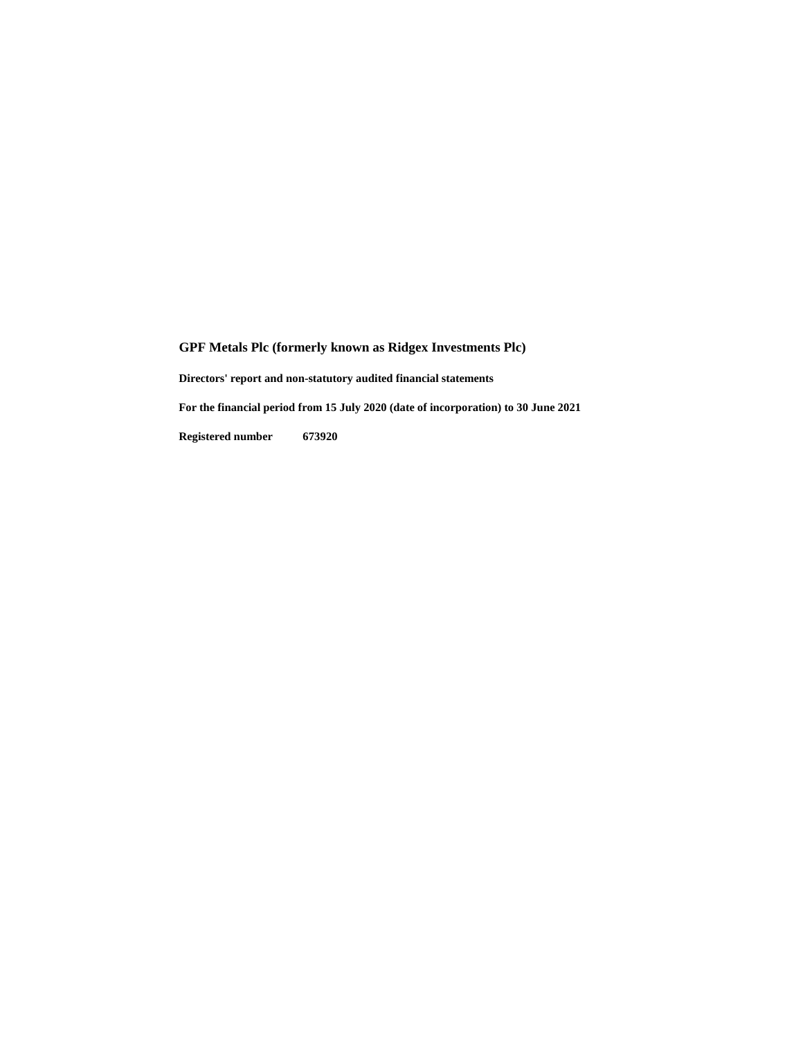# GPF Metals Plc (formerly known as Ridgex Investments Plc)

**Directors' report and non-statutory audited financial statements**

**For the financial period from 15 July 2020 (date of incorporation) to 30 June 2021**

**Registered number 673920**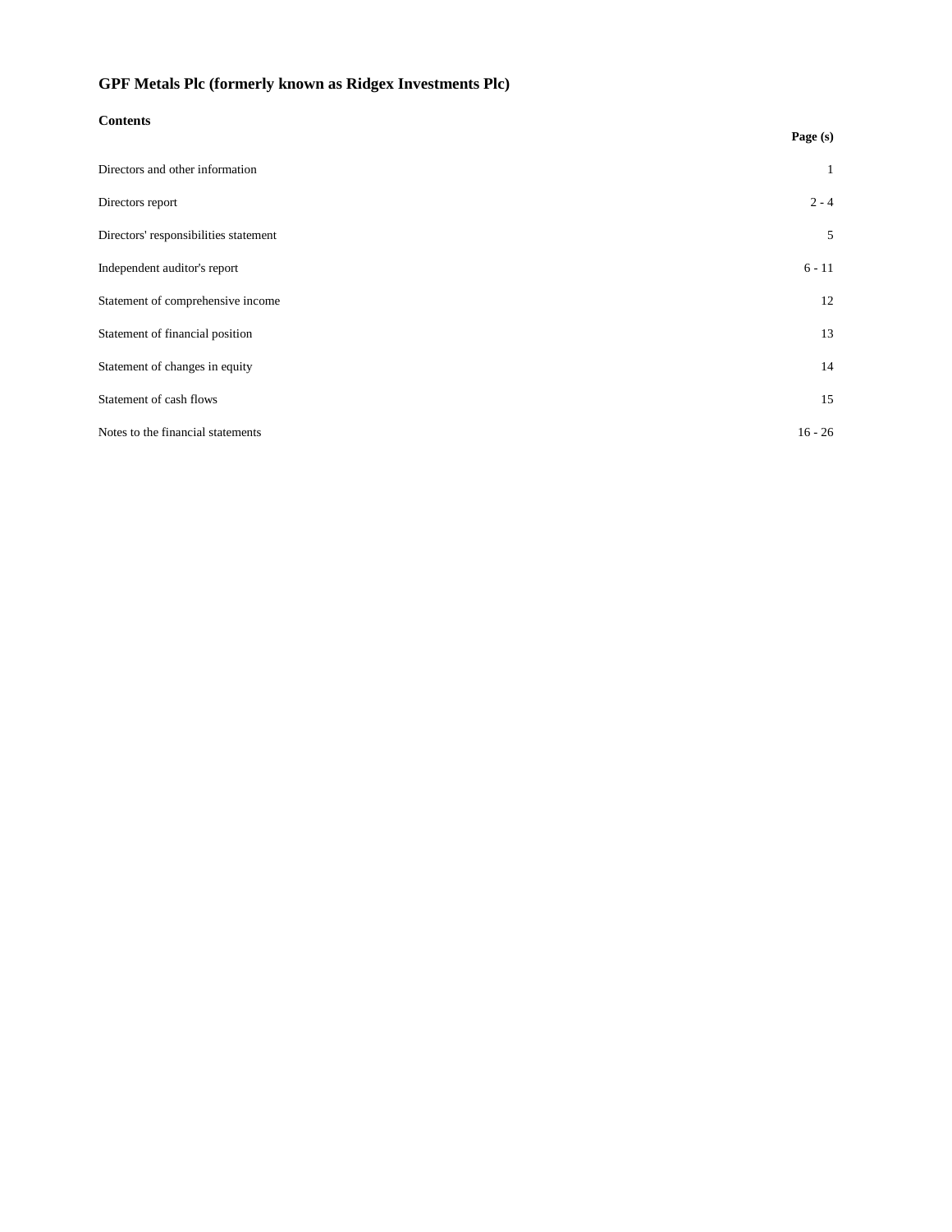# GPF Metals Plc (formerly known as Ridgex Investments Plc)

**Contents**

| | Page (s) |
|---|---|
| Directors and other information | 1 |
| Directors report | 2 - 4 |
| Directors' responsibilities statement | 5 |
| Independent auditor's report | 6 - 11 |
| Statement of comprehensive income | 12 |
| Statement of financial position | 13 |
| Statement of changes in equity | 14 |
| Statement of cash flows | 15 |
| Notes to the financial statements | 16 - 26 |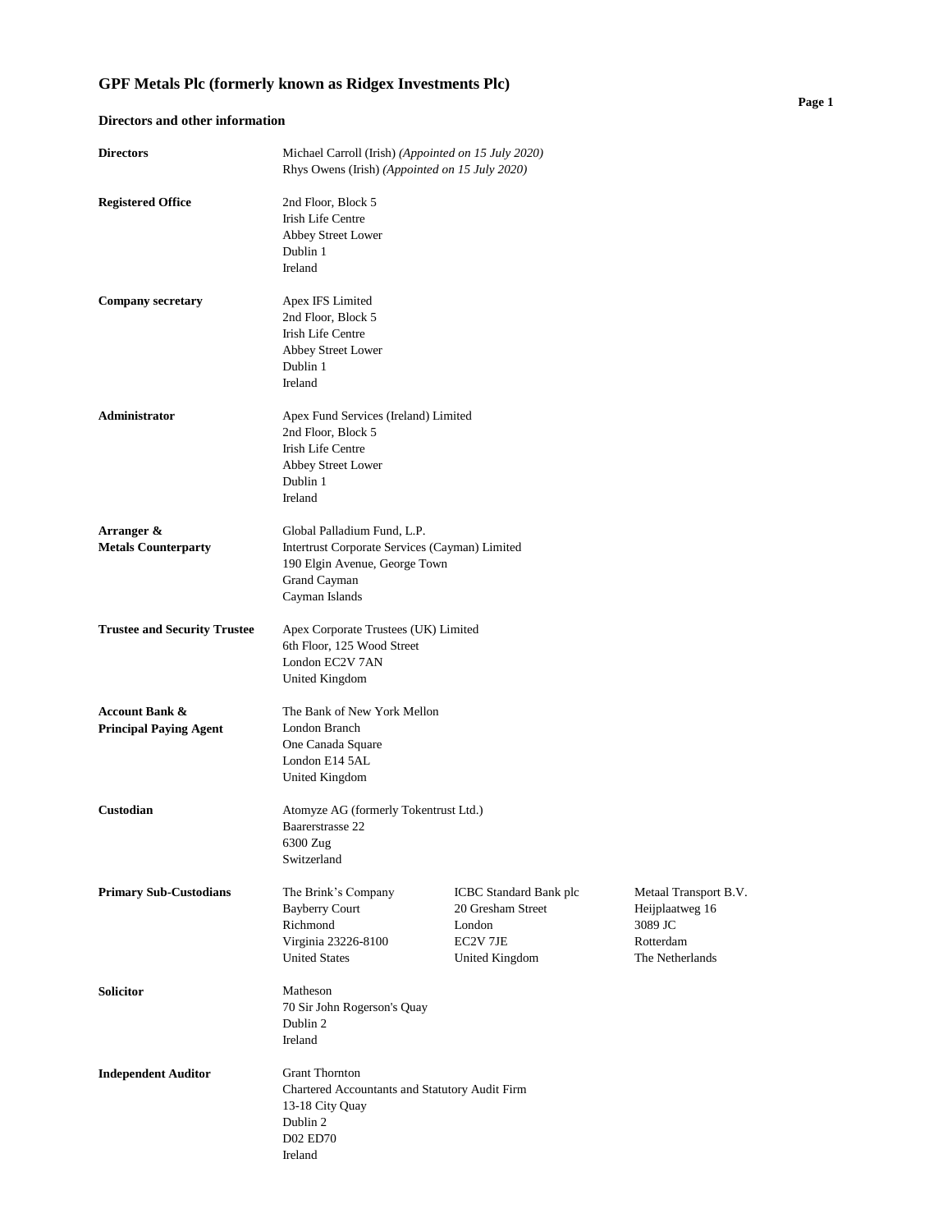# GPF Metals Plc (formerly known as Ridgex Investments Plc)

## Directors and other information

| | | | |
|---|---|---|---|
| **Directors** | Michael Carroll (Irish) *(Appointed on 15 July 2020)*<br>Rhys Owens (Irish) *(Appointed on 15 July 2020)* | | |
| **Registered Office** | 2nd Floor, Block 5<br>Irish Life Centre<br>Abbey Street Lower<br>Dublin 1<br>Ireland | | |
| **Company secretary** | Apex IFS Limited<br>2nd Floor, Block 5<br>Irish Life Centre<br>Abbey Street Lower<br>Dublin 1<br>Ireland | | |
| **Administrator** | Apex Fund Services (Ireland) Limited<br>2nd Floor, Block 5<br>Irish Life Centre<br>Abbey Street Lower<br>Dublin 1<br>Ireland | | |
| **Arranger & Metals Counterparty** | Global Palladium Fund, L.P.<br>Intertrust Corporate Services (Cayman) Limited<br>190 Elgin Avenue, George Town<br>Grand Cayman<br>Cayman Islands | | |
| **Trustee and Security Trustee** | Apex Corporate Trustees (UK) Limited<br>6th Floor, 125 Wood Street<br>London EC2V 7AN<br>United Kingdom | | |
| **Account Bank & Principal Paying Agent** | The Bank of New York Mellon<br>London Branch<br>One Canada Square<br>London E14 5AL<br>United Kingdom | | |
| **Custodian** | Atomyze AG (formerly Tokentrust Ltd.)<br>Baarerstrasse 22<br>6300 Zug<br>Switzerland | | |
| **Primary Sub-Custodians** | The Brink's Company<br>Bayberry Court<br>Richmond<br>Virginia 23226-8100<br>United States | ICBC Standard Bank plc<br>20 Gresham Street<br>London<br>EC2V 7JE<br>United Kingdom | Metaal Transport B.V.<br>Heijplaatweg 16<br>3089 JC<br>Rotterdam<br>The Netherlands |
| **Solicitor** | Matheson<br>70 Sir John Rogerson's Quay<br>Dublin 2<br>Ireland | | |
| **Independent Auditor** | Grant Thornton<br>Chartered Accountants and Statutory Audit Firm<br>13-18 City Quay<br>Dublin 2<br>D02 ED70<br>Ireland | | |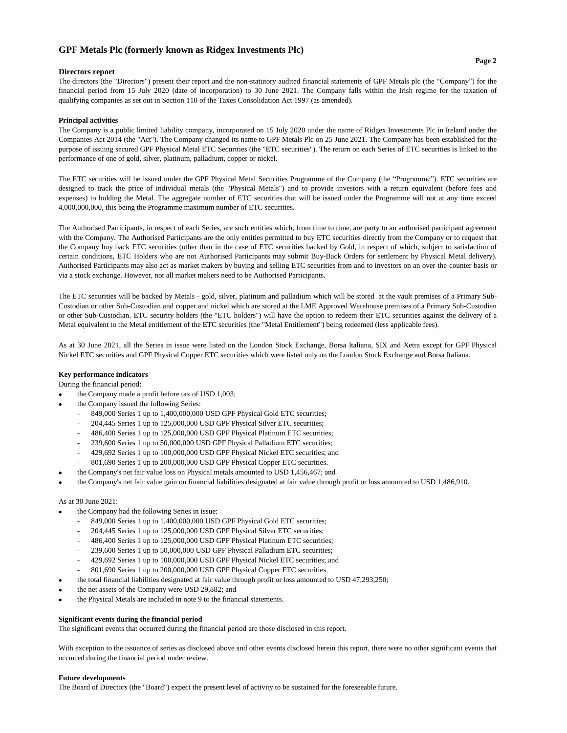# GPF Metals Plc (formerly known as Ridgex Investments Plc)

## Directors report

The directors (the "Directors") present their report and the non-statutory audited financial statements of GPF Metals plc (the "Company") for the financial period from 15 July 2020 (date of incorporation) to 30 June 2021. The Company falls within the Irish regime for the taxation of qualifying companies as set out in Section 110 of the Taxes Consolidation Act 1997 (as amended).

### Principal activities

The Company is a public limited liability company, incorporated on 15 July 2020 under the name of Ridgex Investments Plc in Ireland under the Companies Act 2014 (the "Act"). The Company changed its name to GPF Metals Plc on 25 June 2021. The Company has been established for the purpose of issuing secured GPF Physical Metal ETC Securities (the "ETC securities"). The return on each Series of ETC securities is linked to the performance of one of gold, silver, platinum, palladium, copper or nickel.

The ETC securities will be issued under the GPF Physical Metal Securities Programme of the Company (the "Programme"). ETC securities are designed to track the price of individual metals (the "Physical Metals") and to provide investors with a return equivalent (before fees and expenses) to holding the Metal. The aggregate number of ETC securities that will be issued under the Programme will not at any time exceed 4,000,000,000, this being the Programme maximum number of ETC securities.

The Authorised Participants, in respect of each Series, are such entities which, from time to time, are party to an authorised participant agreement with the Company. The Authorised Participants are the only entities permitted to buy ETC securities directly from the Company or to request that the Company buy back ETC securities (other than in the case of ETC securities backed by Gold, in respect of which, subject to satisfaction of certain conditions, ETC Holders who are not Authorised Participants may submit Buy-Back Orders for settlement by Physical Metal delivery). Authorised Participants may also act as market makers by buying and selling ETC securities from and to investors on an over-the-counter basis or via a stock exchange. However, not all market makers need to be Authorised Participants.

The ETC securities will be backed by Metals - gold, silver, platinum and palladium which will be stored at the vault premises of a Primary Sub-Custodian or other Sub-Custodian and copper and nickel which are stored at the LME Approved Warehouse premises of a Primary Sub-Custodian or other Sub-Custodian. ETC security holders (the "ETC holders") will have the option to redeem their ETC securities against the delivery of a Metal equivalent to the Metal entitlement of the ETC securities (the "Metal Entitlement") being redeemed (less applicable fees).

As at 30 June 2021, all the Series in issue were listed on the London Stock Exchange, Borsa Italiana, SIX and Xetra except for GPF Physical Nickel ETC securities and GPF Physical Copper ETC securities which were listed only on the London Stock Exchange and Borsa Italiana.

### Key performance indicators

During the financial period:

- the Company made a profit before tax of USD 1,003;
- the Company issued the following Series:
  - 849,000 Series 1 up to 1,400,000,000 USD GPF Physical Gold ETC securities;
  - 204,445 Series 1 up to 125,000,000 USD GPF Physical Silver ETC securities;
  - 486,400 Series 1 up to 125,000,000 USD GPF Physical Platinum ETC securities;
  - 239,600 Series 1 up to 50,000,000 USD GPF Physical Palladium ETC securities;
  - 429,692 Series 1 up to 100,000,000 USD GPF Physical Nickel ETC securities; and
  - 801,690 Series 1 up to 200,000,000 USD GPF Physical Copper ETC securities.
- the Company's net fair value loss on Physical metals amounted to USD 1,456,467; and
- the Company's net fair value gain on financial liabilities designated at fair value through profit or loss amounted to USD 1,486,910.

As at 30 June 2021:

- the Company had the following Series in issue:
  - 849,000 Series 1 up to 1,400,000,000 USD GPF Physical Gold ETC securities;
  - 204,445 Series 1 up to 125,000,000 USD GPF Physical Silver ETC securities;
  - 486,400 Series 1 up to 125,000,000 USD GPF Physical Platinum ETC securities;
  - 239,600 Series 1 up to 50,000,000 USD GPF Physical Palladium ETC securities;
  - 429,692 Series 1 up to 100,000,000 USD GPF Physical Nickel ETC securities; and
  - 801,690 Series 1 up to 200,000,000 USD GPF Physical Copper ETC securities.
- the total financial liabilities designated at fair value through profit or loss amounted to USD 47,293,250;
- the net assets of the Company were USD 29,882; and
- the Physical Metals are included in note 9 to the financial statements.

### Significant events during the financial period

The significant events that occurred during the financial period are those disclosed in this report.

With exception to the issuance of series as disclosed above and other events disclosed herein this report, there were no other significant events that occurred during the financial period under review.

### Future developments

The Board of Directors (the "Board") expect the present level of activity to be sustained for the foreseeable future.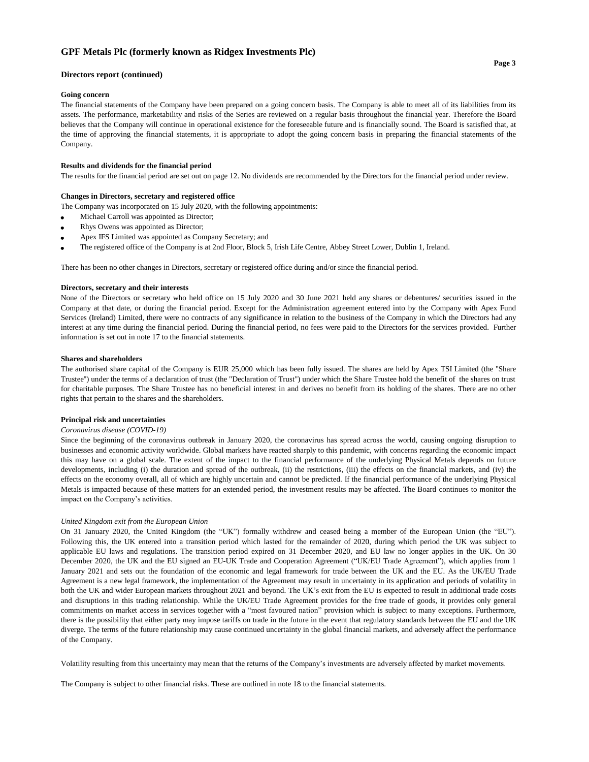## Directors report (continued)

### Going concern

The financial statements of the Company have been prepared on a going concern basis. The Company is able to meet all of its liabilities from its assets. The performance, marketability and risks of the Series are reviewed on a regular basis throughout the financial year. Therefore the Board believes that the Company will continue in operational existence for the foreseeable future and is financially sound. The Board is satisfied that, at the time of approving the financial statements, it is appropriate to adopt the going concern basis in preparing the financial statements of the Company.

### Results and dividends for the financial period

The results for the financial period are set out on page 12. No dividends are recommended by the Directors for the financial period under review.

### Changes in Directors, secretary and registered office

The Company was incorporated on 15 July 2020, with the following appointments:

- Michael Carroll was appointed as Director;
- Rhys Owens was appointed as Director;
- Apex IFS Limited was appointed as Company Secretary; and
- The registered office of the Company is at 2nd Floor, Block 5, Irish Life Centre, Abbey Street Lower, Dublin 1, Ireland.

There has been no other changes in Directors, secretary or registered office during and/or since the financial period.

### Directors, secretary and their interests

None of the Directors or secretary who held office on 15 July 2020 and 30 June 2021 held any shares or debentures/ securities issued in the Company at that date, or during the financial period. Except for the Administration agreement entered into by the Company with Apex Fund Services (Ireland) Limited, there were no contracts of any significance in relation to the business of the Company in which the Directors had any interest at any time during the financial period. During the financial period, no fees were paid to the Directors for the services provided. Further information is set out in note 17 to the financial statements.

### Shares and shareholders

The authorised share capital of the Company is EUR 25,000 which has been fully issued. The shares are held by Apex TSI Limited (the "Share Trustee") under the terms of a declaration of trust (the "Declaration of Trust") under which the Share Trustee hold the benefit of the shares on trust for charitable purposes. The Share Trustee has no beneficial interest in and derives no benefit from its holding of the shares. There are no other rights that pertain to the shares and the shareholders.

### Principal risk and uncertainties

*Coronavirus disease (COVID-19)*

Since the beginning of the coronavirus outbreak in January 2020, the coronavirus has spread across the world, causing ongoing disruption to businesses and economic activity worldwide. Global markets have reacted sharply to this pandemic, with concerns regarding the economic impact this may have on a global scale. The extent of the impact to the financial performance of the underlying Physical Metals depends on future developments, including (i) the duration and spread of the outbreak, (ii) the restrictions, (iii) the effects on the financial markets, and (iv) the effects on the economy overall, all of which are highly uncertain and cannot be predicted. If the financial performance of the underlying Physical Metals is impacted because of these matters for an extended period, the investment results may be affected. The Board continues to monitor the impact on the Company's activities.

*United Kingdom exit from the European Union*

On 31 January 2020, the United Kingdom (the "UK") formally withdrew and ceased being a member of the European Union (the "EU"). Following this, the UK entered into a transition period which lasted for the remainder of 2020, during which period the UK was subject to applicable EU laws and regulations. The transition period expired on 31 December 2020, and EU law no longer applies in the UK. On 30 December 2020, the UK and the EU signed an EU-UK Trade and Cooperation Agreement ("UK/EU Trade Agreement"), which applies from 1 January 2021 and sets out the foundation of the economic and legal framework for trade between the UK and the EU. As the UK/EU Trade Agreement is a new legal framework, the implementation of the Agreement may result in uncertainty in its application and periods of volatility in both the UK and wider European markets throughout 2021 and beyond. The UK's exit from the EU is expected to result in additional trade costs and disruptions in this trading relationship. While the UK/EU Trade Agreement provides for the free trade of goods, it provides only general commitments on market access in services together with a "most favoured nation" provision which is subject to many exceptions. Furthermore, there is the possibility that either party may impose tariffs on trade in the future in the event that regulatory standards between the EU and the UK diverge. The terms of the future relationship may cause continued uncertainty in the global financial markets, and adversely affect the performance of the Company.

Volatility resulting from this uncertainty may mean that the returns of the Company's investments are adversely affected by market movements.

The Company is subject to other financial risks. These are outlined in note 18 to the financial statements.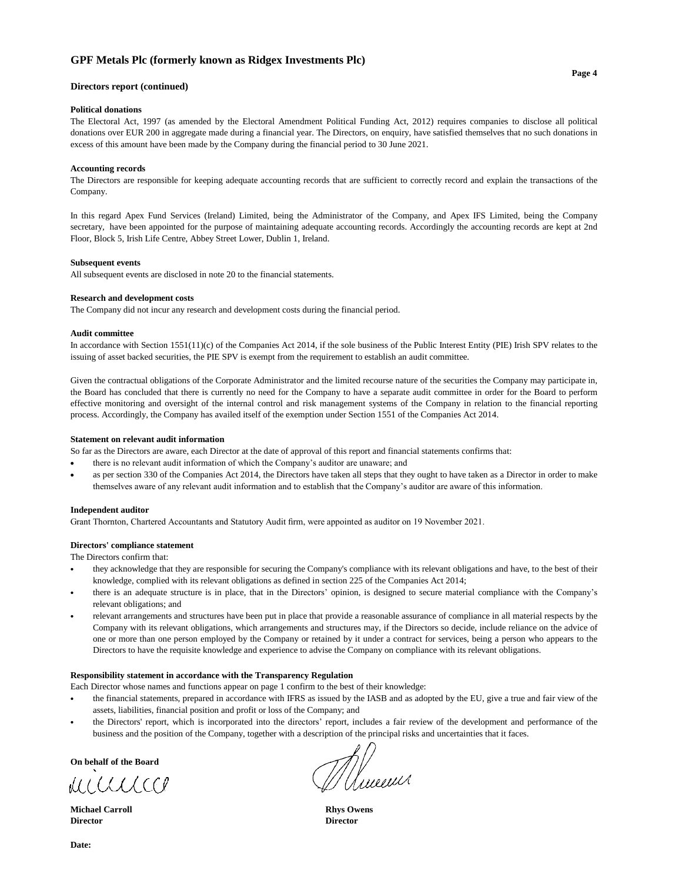**Directors report (continued)**

**Political donations**

The Electoral Act, 1997 (as amended by the Electoral Amendment Political Funding Act, 2012) requires companies to disclose all political donations over EUR 200 in aggregate made during a financial year. The Directors, on enquiry, have satisfied themselves that no such donations in excess of this amount have been made by the Company during the financial period to 30 June 2021.

**Accounting records**

The Directors are responsible for keeping adequate accounting records that are sufficient to correctly record and explain the transactions of the Company.

In this regard Apex Fund Services (Ireland) Limited, being the Administrator of the Company, and Apex IFS Limited, being the Company secretary, have been appointed for the purpose of maintaining adequate accounting records. Accordingly the accounting records are kept at 2nd Floor, Block 5, Irish Life Centre, Abbey Street Lower, Dublin 1, Ireland.

**Subsequent events**

All subsequent events are disclosed in note 20 to the financial statements.

**Research and development costs**

The Company did not incur any research and development costs during the financial period.

**Audit committee**

In accordance with Section 1551(11)(c) of the Companies Act 2014, if the sole business of the Public Interest Entity (PIE) Irish SPV relates to the issuing of asset backed securities, the PIE SPV is exempt from the requirement to establish an audit committee.

Given the contractual obligations of the Corporate Administrator and the limited recourse nature of the securities the Company may participate in, the Board has concluded that there is currently no need for the Company to have a separate audit committee in order for the Board to perform effective monitoring and oversight of the internal control and risk management systems of the Company in relation to the financial reporting process. Accordingly, the Company has availed itself of the exemption under Section 1551 of the Companies Act 2014.

**Statement on relevant audit information**

So far as the Directors are aware, each Director at the date of approval of this report and financial statements confirms that:

- there is no relevant audit information of which the Company's auditor are unaware; and
- as per section 330 of the Companies Act 2014, the Directors have taken all steps that they ought to have taken as a Director in order to make themselves aware of any relevant audit information and to establish that the Company's auditor are aware of this information.

**Independent auditor**

Grant Thornton, Chartered Accountants and Statutory Audit firm, were appointed as auditor on 19 November 2021.

**Directors' compliance statement**

The Directors confirm that:

- they acknowledge that they are responsible for securing the Company's compliance with its relevant obligations and have, to the best of their knowledge, complied with its relevant obligations as defined in section 225 of the Companies Act 2014;
- there is an adequate structure is in place, that in the Directors' opinion, is designed to secure material compliance with the Company's relevant obligations; and
- relevant arrangements and structures have been put in place that provide a reasonable assurance of compliance in all material respects by the Company with its relevant obligations, which arrangements and structures may, if the Directors so decide, include reliance on the advice of one or more than one person employed by the Company or retained by it under a contract for services, being a person who appears to the Directors to have the requisite knowledge and experience to advise the Company on compliance with its relevant obligations.

**Responsibility statement in accordance with the Transparency Regulation**

Each Director whose names and functions appear on page 1 confirm to the best of their knowledge:

- the financial statements, prepared in accordance with IFRS as issued by the IASB and as adopted by the EU, give a true and fair view of the assets, liabilities, financial position and profit or loss of the Company; and
- the Directors' report, which is incorporated into the directors' report, includes a fair review of the development and performance of the business and the position of the Company, together with a description of the principal risks and uncertainties that it faces.

**On behalf of the Board**

**Michael Carroll**
**Director**

**Rhys Owens**
**Director**

**Date:**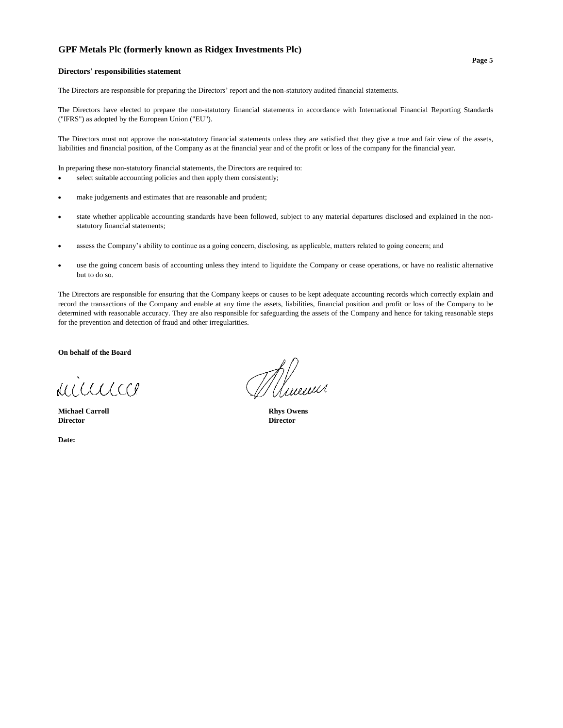# GPF Metals Plc (formerly known as Ridgex Investments Plc)

## Directors' responsibilities statement

The Directors are responsible for preparing the Directors' report and the non-statutory audited financial statements.

The Directors have elected to prepare the non-statutory financial statements in accordance with International Financial Reporting Standards ("IFRS") as adopted by the European Union ("EU").

The Directors must not approve the non-statutory financial statements unless they are satisfied that they give a true and fair view of the assets, liabilities and financial position, of the Company as at the financial year and of the profit or loss of the company for the financial year.

In preparing these non-statutory financial statements, the Directors are required to:

- select suitable accounting policies and then apply them consistently;
- make judgements and estimates that are reasonable and prudent;
- state whether applicable accounting standards have been followed, subject to any material departures disclosed and explained in the non-statutory financial statements;
- assess the Company's ability to continue as a going concern, disclosing, as applicable, matters related to going concern; and
- use the going concern basis of accounting unless they intend to liquidate the Company or cease operations, or have no realistic alternative but to do so.

The Directors are responsible for ensuring that the Company keeps or causes to be kept adequate accounting records which correctly explain and record the transactions of the Company and enable at any time the assets, liabilities, financial position and profit or loss of the Company to be determined with reasonable accuracy. They are also responsible for safeguarding the assets of the Company and hence for taking reasonable steps for the prevention and detection of fraud and other irregularities.

**On behalf of the Board**

| | |
|---|---|
| **Michael Carroll** | **Rhys Owens** |
| **Director** | **Director** |

**Date:**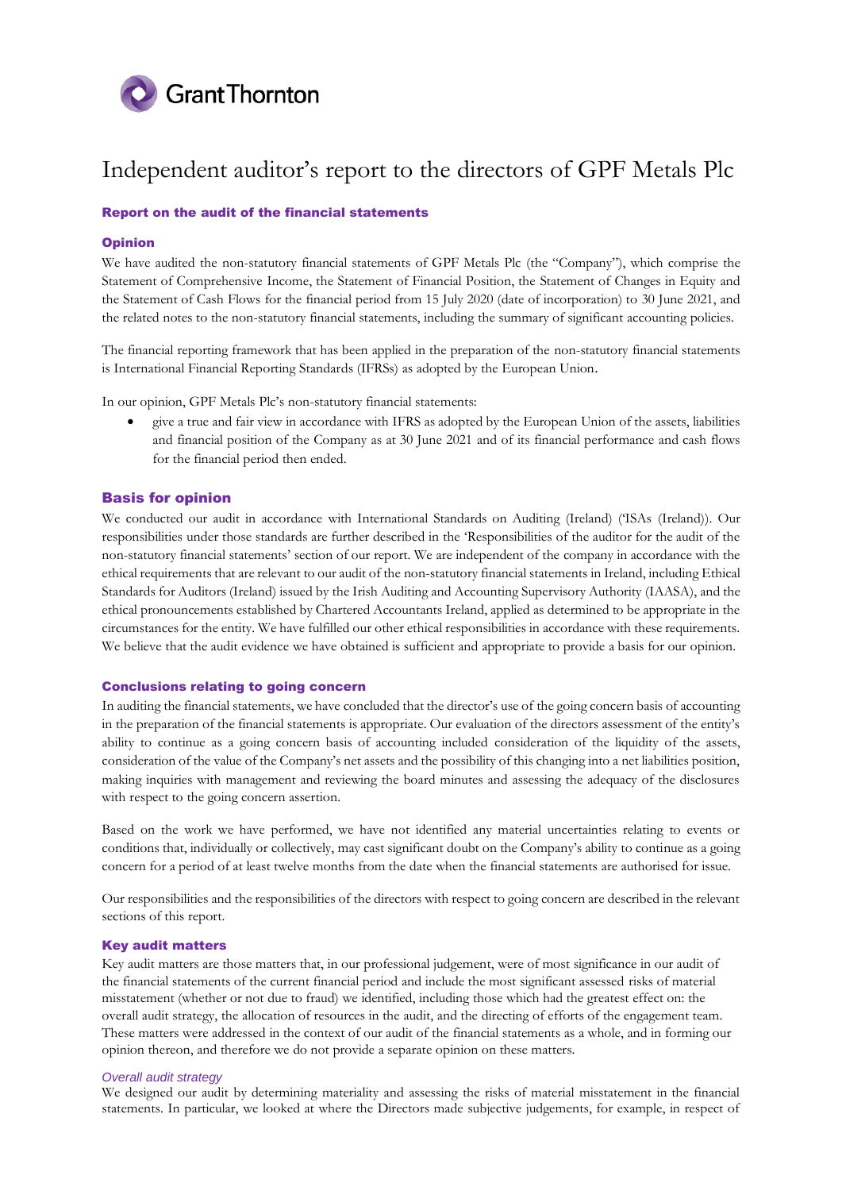# Independent auditor's report to the directors of GPF Metals Plc

## Report on the audit of the financial statements

### Opinion

We have audited the non-statutory financial statements of GPF Metals Plc (the "Company"), which comprise the Statement of Comprehensive Income, the Statement of Financial Position, the Statement of Changes in Equity and the Statement of Cash Flows for the financial period from 15 July 2020 (date of incorporation) to 30 June 2021, and the related notes to the non-statutory financial statements, including the summary of significant accounting policies.

The financial reporting framework that has been applied in the preparation of the non-statutory financial statements is International Financial Reporting Standards (IFRSs) as adopted by the European Union.

In our opinion, GPF Metals Plc's non-statutory financial statements:

- give a true and fair view in accordance with IFRS as adopted by the European Union of the assets, liabilities and financial position of the Company as at 30 June 2021 and of its financial performance and cash flows for the financial period then ended.

## Basis for opinion

We conducted our audit in accordance with International Standards on Auditing (Ireland) ('ISAs (Ireland)). Our responsibilities under those standards are further described in the 'Responsibilities of the auditor for the audit of the non-statutory financial statements' section of our report. We are independent of the company in accordance with the ethical requirements that are relevant to our audit of the non-statutory financial statements in Ireland, including Ethical Standards for Auditors (Ireland) issued by the Irish Auditing and Accounting Supervisory Authority (IAASA), and the ethical pronouncements established by Chartered Accountants Ireland, applied as determined to be appropriate in the circumstances for the entity. We have fulfilled our other ethical responsibilities in accordance with these requirements. We believe that the audit evidence we have obtained is sufficient and appropriate to provide a basis for our opinion.

### Conclusions relating to going concern

In auditing the financial statements, we have concluded that the director's use of the going concern basis of accounting in the preparation of the financial statements is appropriate. Our evaluation of the directors assessment of the entity's ability to continue as a going concern basis of accounting included consideration of the liquidity of the assets, consideration of the value of the Company's net assets and the possibility of this changing into a net liabilities position, making inquiries with management and reviewing the board minutes and assessing the adequacy of the disclosures with respect to the going concern assertion.

Based on the work we have performed, we have not identified any material uncertainties relating to events or conditions that, individually or collectively, may cast significant doubt on the Company's ability to continue as a going concern for a period of at least twelve months from the date when the financial statements are authorised for issue.

Our responsibilities and the responsibilities of the directors with respect to going concern are described in the relevant sections of this report.

### Key audit matters

Key audit matters are those matters that, in our professional judgement, were of most significance in our audit of the financial statements of the current financial period and include the most significant assessed risks of material misstatement (whether or not due to fraud) we identified, including those which had the greatest effect on: the overall audit strategy, the allocation of resources in the audit, and the directing of efforts of the engagement team. These matters were addressed in the context of our audit of the financial statements as a whole, and in forming our opinion thereon, and therefore we do not provide a separate opinion on these matters.

*Overall audit strategy*

We designed our audit by determining materiality and assessing the risks of material misstatement in the financial statements. In particular, we looked at where the Directors made subjective judgements, for example, in respect of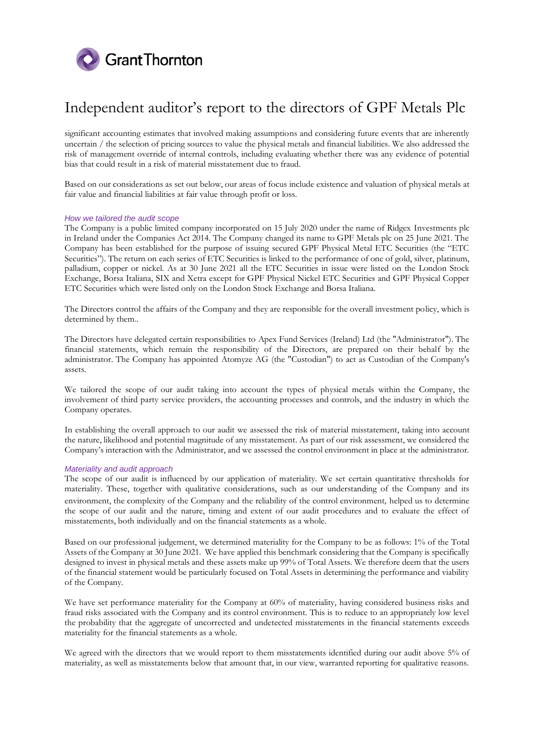# Independent auditor's report to the directors of GPF Metals Plc

significant accounting estimates that involved making assumptions and considering future events that are inherently uncertain / the selection of pricing sources to value the physical metals and financial liabilities. We also addressed the risk of management override of internal controls, including evaluating whether there was any evidence of potential bias that could result in a risk of material misstatement due to fraud.

Based on our considerations as set out below, our areas of focus include existence and valuation of physical metals at fair value and financial liabilities at fair value through profit or loss.

*How we tailored the audit scope*

The Company is a public limited company incorporated on 15 July 2020 under the name of Ridgex Investments plc in Ireland under the Companies Act 2014. The Company changed its name to GPF Metals plc on 25 June 2021. The Company has been established for the purpose of issuing secured GPF Physical Metal ETC Securities (the "ETC Securities"). The return on each series of ETC Securities is linked to the performance of one of gold, silver, platinum, palladium, copper or nickel. As at 30 June 2021 all the ETC Securities in issue were listed on the London Stock Exchange, Borsa Italiana, SIX and Xetra except for GPF Physical Nickel ETC Securities and GPF Physical Copper ETC Securities which were listed only on the London Stock Exchange and Borsa Italiana.

The Directors control the affairs of the Company and they are responsible for the overall investment policy, which is determined by them..

The Directors have delegated certain responsibilities to Apex Fund Services (Ireland) Ltd (the "Administrator"). The financial statements, which remain the responsibility of the Directors, are prepared on their behalf by the administrator. The Company has appointed Atomyze AG (the "Custodian") to act as Custodian of the Company's assets.

We tailored the scope of our audit taking into account the types of physical metals within the Company, the involvement of third party service providers, the accounting processes and controls, and the industry in which the Company operates.

In establishing the overall approach to our audit we assessed the risk of material misstatement, taking into account the nature, likelihood and potential magnitude of any misstatement. As part of our risk assessment, we considered the Company's interaction with the Administrator, and we assessed the control environment in place at the administrator.

*Materiality and audit approach*

The scope of our audit is influenced by our application of materiality. We set certain quantitative thresholds for materiality. These, together with qualitative considerations, such as our understanding of the Company and its environment, the complexity of the Company and the reliability of the control environment, helped us to determine the scope of our audit and the nature, timing and extent of our audit procedures and to evaluate the effect of misstatements, both individually and on the financial statements as a whole.

Based on our professional judgement, we determined materiality for the Company to be as follows: 1% of the Total Assets of the Company at 30 June 2021. We have applied this benchmark considering that the Company is specifically designed to invest in physical metals and these assets make up 99% of Total Assets. We therefore deem that the users of the financial statement would be particularly focused on Total Assets in determining the performance and viability of the Company.

We have set performance materiality for the Company at 60% of materiality, having considered business risks and fraud risks associated with the Company and its control environment. This is to reduce to an appropriately low level the probability that the aggregate of uncorrected and undetected misstatements in the financial statements exceeds materiality for the financial statements as a whole.

We agreed with the directors that we would report to them misstatements identified during our audit above 5% of materiality, as well as misstatements below that amount that, in our view, warranted reporting for qualitative reasons.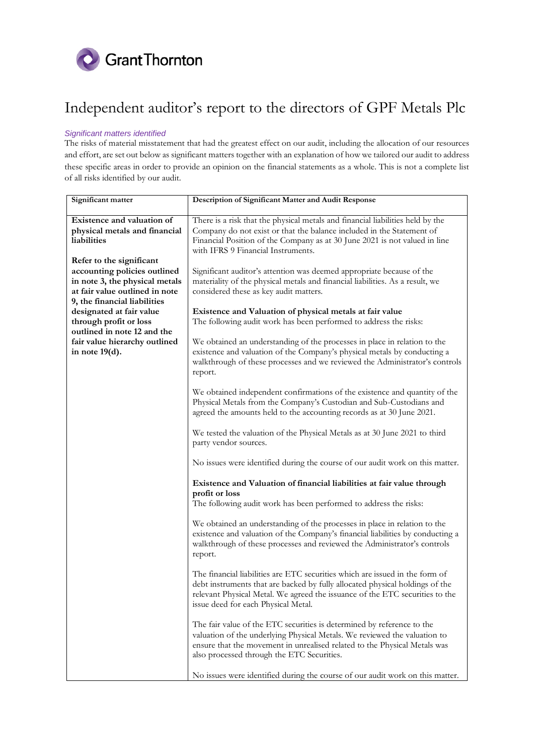# Independent auditor's report to the directors of GPF Metals Plc

*Significant matters identified*

The risks of material misstatement that had the greatest effect on our audit, including the allocation of our resources and effort, are set out below as significant matters together with an explanation of how we tailored our audit to address these specific areas in order to provide an opinion on the financial statements as a whole. This is not a complete list of all risks identified by our audit.

| Significant matter | Description of Significant Matter and Audit Response |
|---|---|
| **Existence and valuation of physical metals and financial liabilities**<br><br>**Refer to the significant accounting policies outlined in note 3, the physical metals at fair value outlined in note 9, the financial liabilities designated at fair value through profit or loss outlined in note 12 and the fair value hierarchy outlined in note 19(d).** | There is a risk that the physical metals and financial liabilities held by the Company do not exist or that the balance included in the Statement of Financial Position of the Company as at 30 June 2021 is not valued in line with IFRS 9 Financial Instruments.<br><br>Significant auditor's attention was deemed appropriate because of the materiality of the physical metals and financial liabilities. As a result, we considered these as key audit matters.<br><br>**Existence and Valuation of physical metals at fair value**<br>The following audit work has been performed to address the risks:<br><br>We obtained an understanding of the processes in place in relation to the existence and valuation of the Company's physical metals by conducting a walkthrough of these processes and we reviewed the Administrator's controls report.<br><br>We obtained independent confirmations of the existence and quantity of the Physical Metals from the Company's Custodian and Sub-Custodians and agreed the amounts held to the accounting records as at 30 June 2021.<br><br>We tested the valuation of the Physical Metals as at 30 June 2021 to third party vendor sources.<br><br>No issues were identified during the course of our audit work on this matter.<br><br>**Existence and Valuation of financial liabilities at fair value through profit or loss**<br>The following audit work has been performed to address the risks:<br><br>We obtained an understanding of the processes in place in relation to the existence and valuation of the Company's financial liabilities by conducting a walkthrough of these processes and reviewed the Administrator's controls report.<br><br>The financial liabilities are ETC securities which are issued in the form of debt instruments that are backed by fully allocated physical holdings of the relevant Physical Metal. We agreed the issuance of the ETC securities to the issue deed for each Physical Metal.<br><br>The fair value of the ETC securities is determined by reference to the valuation of the underlying Physical Metals. We reviewed the valuation to ensure that the movement in unrealised related to the Physical Metals was also processed through the ETC Securities.<br><br>No issues were identified during the course of our audit work on this matter. |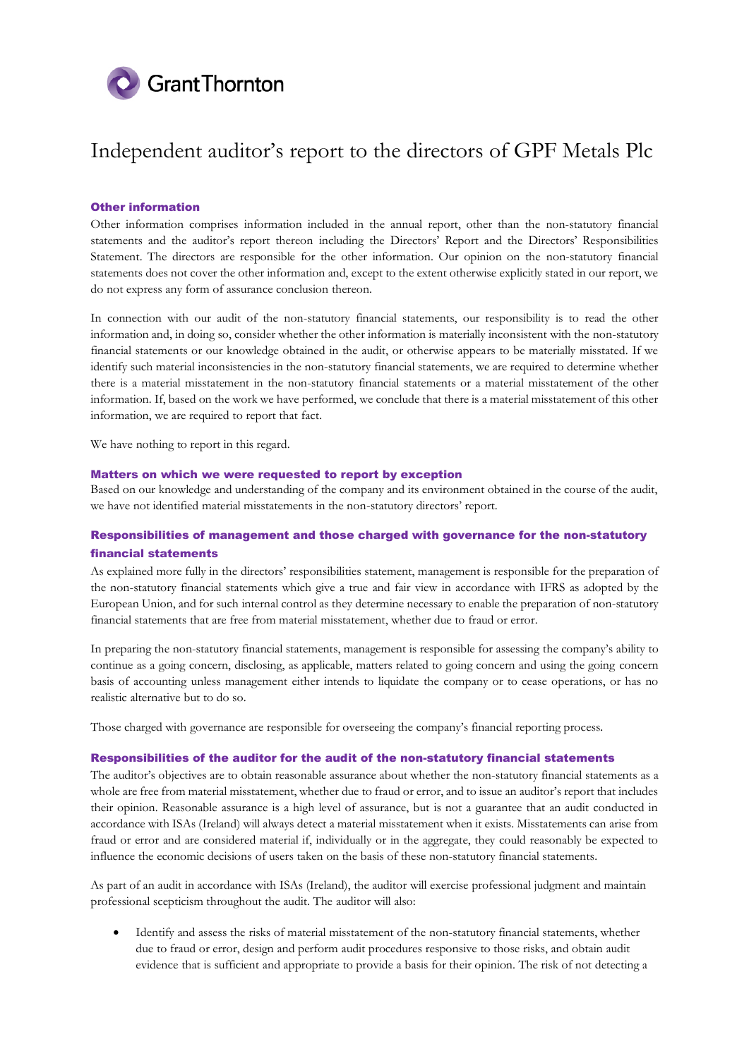Grant Thornton

# Independent auditor's report to the directors of GPF Metals Plc

### Other information

Other information comprises information included in the annual report, other than the non-statutory financial statements and the auditor's report thereon including the Directors' Report and the Directors' Responsibilities Statement. The directors are responsible for the other information. Our opinion on the non-statutory financial statements does not cover the other information and, except to the extent otherwise explicitly stated in our report, we do not express any form of assurance conclusion thereon.

In connection with our audit of the non-statutory financial statements, our responsibility is to read the other information and, in doing so, consider whether the other information is materially inconsistent with the non-statutory financial statements or our knowledge obtained in the audit, or otherwise appears to be materially misstated. If we identify such material inconsistencies in the non-statutory financial statements, we are required to determine whether there is a material misstatement in the non-statutory financial statements or a material misstatement of the other information. If, based on the work we have performed, we conclude that there is a material misstatement of this other information, we are required to report that fact.

We have nothing to report in this regard.

### Matters on which we were requested to report by exception

Based on our knowledge and understanding of the company and its environment obtained in the course of the audit, we have not identified material misstatements in the non-statutory directors' report.

### Responsibilities of management and those charged with governance for the non-statutory financial statements

As explained more fully in the directors' responsibilities statement, management is responsible for the preparation of the non-statutory financial statements which give a true and fair view in accordance with IFRS as adopted by the European Union, and for such internal control as they determine necessary to enable the preparation of non-statutory financial statements that are free from material misstatement, whether due to fraud or error.

In preparing the non-statutory financial statements, management is responsible for assessing the company's ability to continue as a going concern, disclosing, as applicable, matters related to going concern and using the going concern basis of accounting unless management either intends to liquidate the company or to cease operations, or has no realistic alternative but to do so.

Those charged with governance are responsible for overseeing the company's financial reporting process.

### Responsibilities of the auditor for the audit of the non-statutory financial statements

The auditor's objectives are to obtain reasonable assurance about whether the non-statutory financial statements as a whole are free from material misstatement, whether due to fraud or error, and to issue an auditor's report that includes their opinion. Reasonable assurance is a high level of assurance, but is not a guarantee that an audit conducted in accordance with ISAs (Ireland) will always detect a material misstatement when it exists. Misstatements can arise from fraud or error and are considered material if, individually or in the aggregate, they could reasonably be expected to influence the economic decisions of users taken on the basis of these non-statutory financial statements.

As part of an audit in accordance with ISAs (Ireland), the auditor will exercise professional judgment and maintain professional scepticism throughout the audit. The auditor will also:

- Identify and assess the risks of material misstatement of the non-statutory financial statements, whether due to fraud or error, design and perform audit procedures responsive to those risks, and obtain audit evidence that is sufficient and appropriate to provide a basis for their opinion. The risk of not detecting a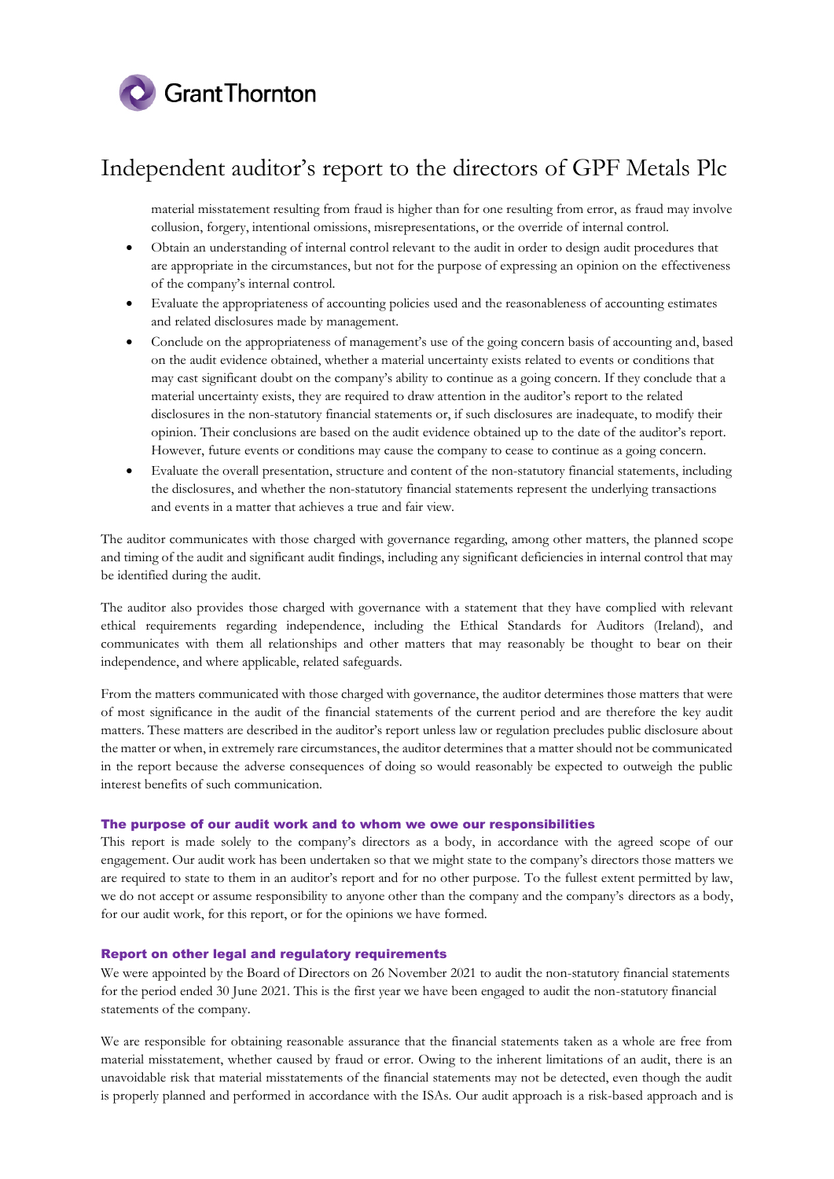# Independent auditor's report to the directors of GPF Metals Plc

material misstatement resulting from fraud is higher than for one resulting from error, as fraud may involve collusion, forgery, intentional omissions, misrepresentations, or the override of internal control.

- Obtain an understanding of internal control relevant to the audit in order to design audit procedures that are appropriate in the circumstances, but not for the purpose of expressing an opinion on the effectiveness of the company's internal control.
- Evaluate the appropriateness of accounting policies used and the reasonableness of accounting estimates and related disclosures made by management.
- Conclude on the appropriateness of management's use of the going concern basis of accounting and, based on the audit evidence obtained, whether a material uncertainty exists related to events or conditions that may cast significant doubt on the company's ability to continue as a going concern. If they conclude that a material uncertainty exists, they are required to draw attention in the auditor's report to the related disclosures in the non-statutory financial statements or, if such disclosures are inadequate, to modify their opinion. Their conclusions are based on the audit evidence obtained up to the date of the auditor's report. However, future events or conditions may cause the company to cease to continue as a going concern.
- Evaluate the overall presentation, structure and content of the non-statutory financial statements, including the disclosures, and whether the non-statutory financial statements represent the underlying transactions and events in a matter that achieves a true and fair view.

The auditor communicates with those charged with governance regarding, among other matters, the planned scope and timing of the audit and significant audit findings, including any significant deficiencies in internal control that may be identified during the audit.

The auditor also provides those charged with governance with a statement that they have complied with relevant ethical requirements regarding independence, including the Ethical Standards for Auditors (Ireland), and communicates with them all relationships and other matters that may reasonably be thought to bear on their independence, and where applicable, related safeguards.

From the matters communicated with those charged with governance, the auditor determines those matters that were of most significance in the audit of the financial statements of the current period and are therefore the key audit matters. These matters are described in the auditor's report unless law or regulation precludes public disclosure about the matter or when, in extremely rare circumstances, the auditor determines that a matter should not be communicated in the report because the adverse consequences of doing so would reasonably be expected to outweigh the public interest benefits of such communication.

### The purpose of our audit work and to whom we owe our responsibilities

This report is made solely to the company's directors as a body, in accordance with the agreed scope of our engagement. Our audit work has been undertaken so that we might state to the company's directors those matters we are required to state to them in an auditor's report and for no other purpose. To the fullest extent permitted by law, we do not accept or assume responsibility to anyone other than the company and the company's directors as a body, for our audit work, for this report, or for the opinions we have formed.

### Report on other legal and regulatory requirements

We were appointed by the Board of Directors on 26 November 2021 to audit the non-statutory financial statements for the period ended 30 June 2021. This is the first year we have been engaged to audit the non-statutory financial statements of the company.

We are responsible for obtaining reasonable assurance that the financial statements taken as a whole are free from material misstatement, whether caused by fraud or error. Owing to the inherent limitations of an audit, there is an unavoidable risk that material misstatements of the financial statements may not be detected, even though the audit is properly planned and performed in accordance with the ISAs. Our audit approach is a risk-based approach and is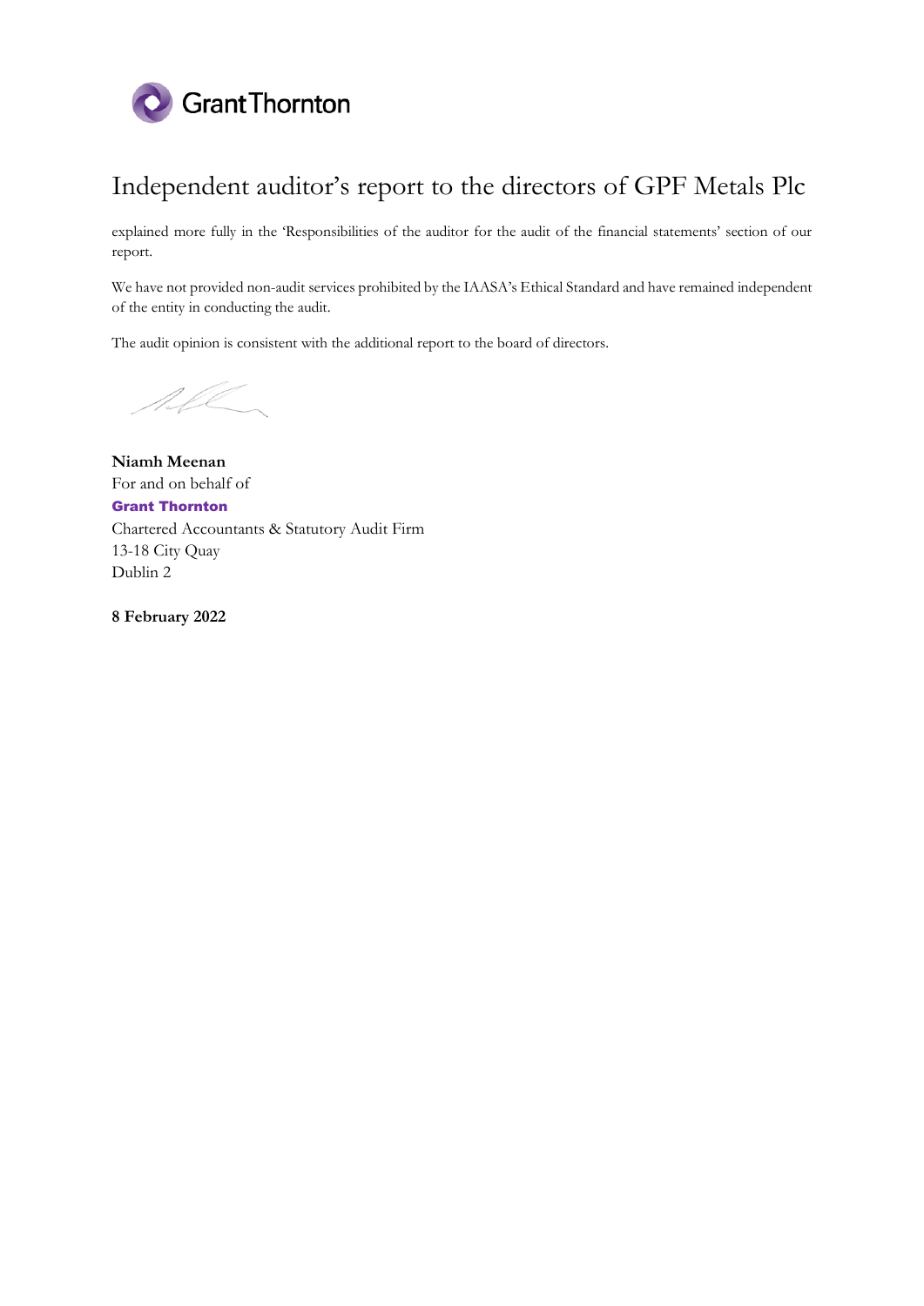# Independent auditor's report to the directors of GPF Metals Plc

explained more fully in the 'Responsibilities of the auditor for the audit of the financial statements' section of our report.

We have not provided non-audit services prohibited by the IAASA's Ethical Standard and have remained independent of the entity in conducting the audit.

The audit opinion is consistent with the additional report to the board of directors.

**Niamh Meenan**
For and on behalf of
**Grant Thornton**
Chartered Accountants & Statutory Audit Firm
13-18 City Quay
Dublin 2

**8 February 2022**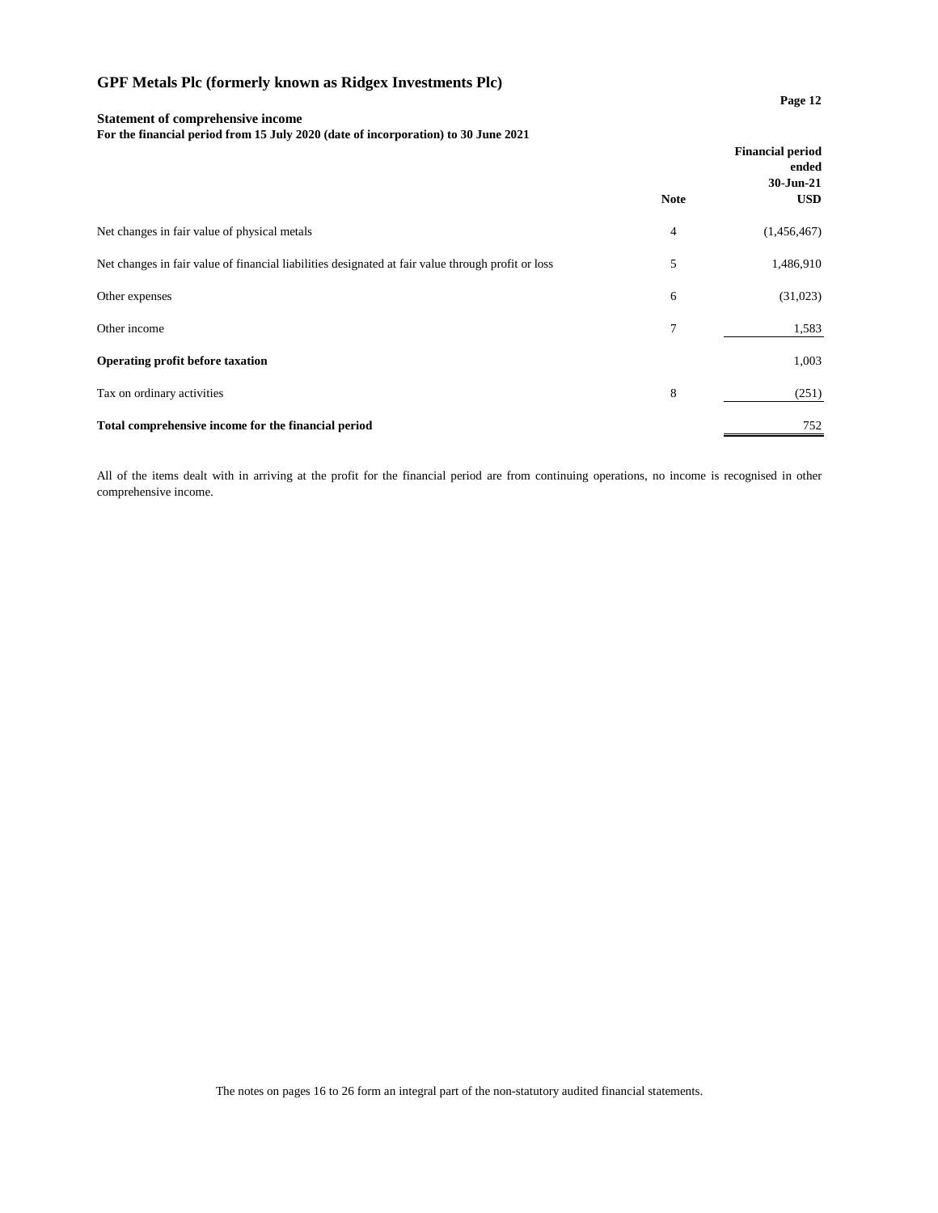# GPF Metals Plc (formerly known as Ridgex Investments Plc)

**Statement of comprehensive income**
**For the financial period from 15 July 2020 (date of incorporation) to 30 June 2021**

| | Note | Financial period ended 30-Jun-21 USD |
|---|---|---|
| Net changes in fair value of physical metals | 4 | (1,456,467) |
| Net changes in fair value of financial liabilities designated at fair value through profit or loss | 5 | 1,486,910 |
| Other expenses | 6 | (31,023) |
| Other income | 7 | 1,583 |
| **Operating profit before taxation** | | 1,003 |
| Tax on ordinary activities | 8 | (251) |
| **Total comprehensive income for the financial period** | | 752 |

All of the items dealt with in arriving at the profit for the financial period are from continuing operations, no income is recognised in other comprehensive income.

The notes on pages 16 to 26 form an integral part of the non-statutory audited financial statements.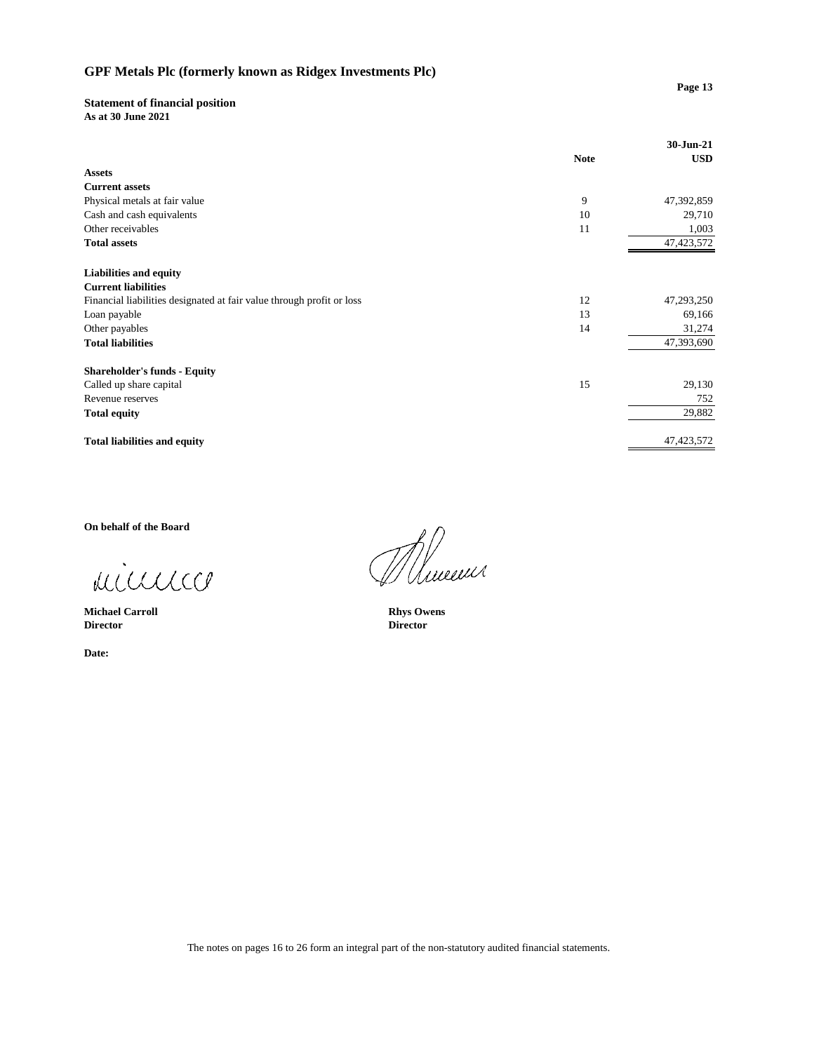# GPF Metals Plc (formerly known as Ridgex Investments Plc)

## Statement of financial position

**As at 30 June 2021**

| | Note | 30-Jun-21 USD |
|---|---|---|
| **Assets** | | |
| **Current assets** | | |
| Physical metals at fair value | 9 | 47,392,859 |
| Cash and cash equivalents | 10 | 29,710 |
| Other receivables | 11 | 1,003 |
| **Total assets** | | 47,423,572 |
| | | |
| **Liabilities and equity** | | |
| **Current liabilities** | | |
| Financial liabilities designated at fair value through profit or loss | 12 | 47,293,250 |
| Loan payable | 13 | 69,166 |
| Other payables | 14 | 31,274 |
| **Total liabilities** | | 47,393,690 |
| | | |
| **Shareholder's funds - Equity** | | |
| Called up share capital | 15 | 29,130 |
| Revenue reserves | | 752 |
| **Total equity** | | 29,882 |
| | | |
| **Total liabilities and equity** | | 47,423,572 |

**On behalf of the Board**

**Michael Carroll**
**Director**

**Rhys Owens**
**Director**

**Date:**

The notes on pages 16 to 26 form an integral part of the non-statutory audited financial statements.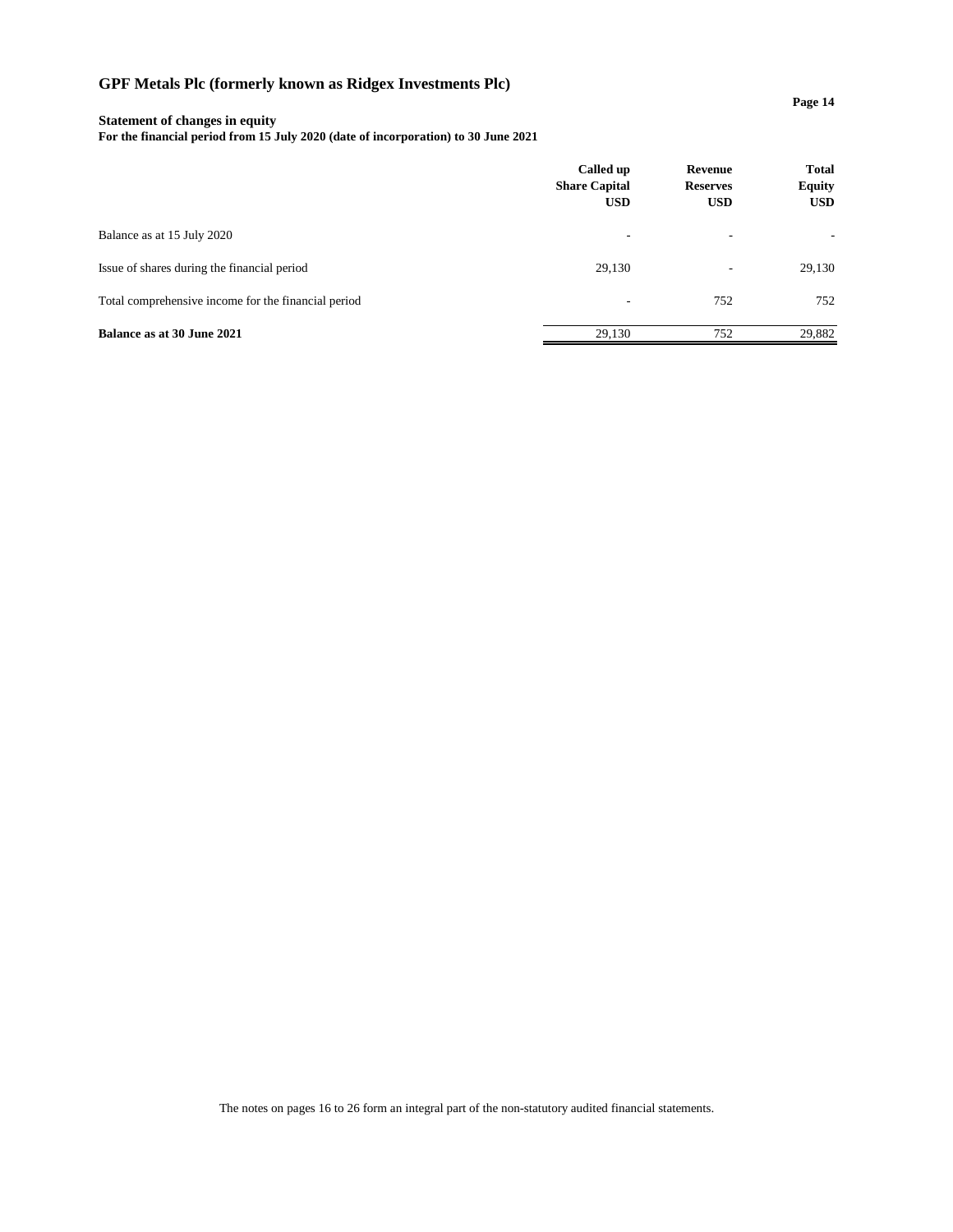# GPF Metals Plc (formerly known as Ridgex Investments Plc)

**Statement of changes in equity**
**For the financial period from 15 July 2020 (date of incorporation) to 30 June 2021**

| | Called up Share Capital USD | Revenue Reserves USD | Total Equity USD |
|---|---|---|---|
| Balance as at 15 July 2020 | - | - | - |
| Issue of shares during the financial period | 29,130 | - | 29,130 |
| Total comprehensive income for the financial period | - | 752 | 752 |
| **Balance as at 30 June 2021** | 29,130 | 752 | 29,882 |

The notes on pages 16 to 26 form an integral part of the non-statutory audited financial statements.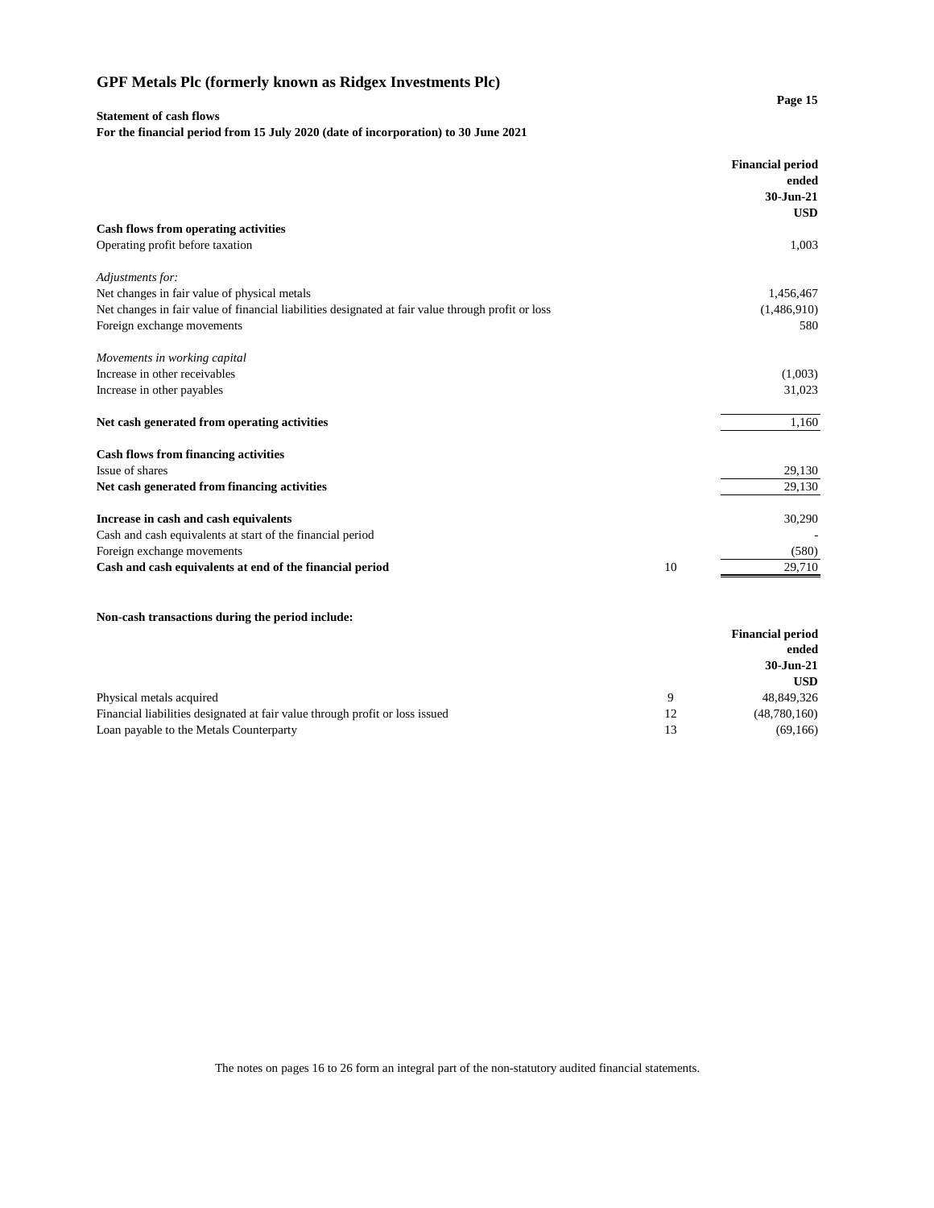# GPF Metals Plc (formerly known as Ridgex Investments Plc)

**Statement of cash flows**
**For the financial period from 15 July 2020 (date of incorporation) to 30 June 2021**

| | Note | Financial period ended 30-Jun-21 USD |
|---|---|---|
| **Cash flows from operating activities** | | |
| Operating profit before taxation | | 1,003 |
| *Adjustments for:* | | |
| Net changes in fair value of physical metals | | 1,456,467 |
| Net changes in fair value of financial liabilities designated at fair value through profit or loss | | (1,486,910) |
| Foreign exchange movements | | 580 |
| *Movements in working capital* | | |
| Increase in other receivables | | (1,003) |
| Increase in other payables | | 31,023 |
| **Net cash generated from operating activities** | | 1,160 |
| **Cash flows from financing activities** | | |
| Issue of shares | | 29,130 |
| **Net cash generated from financing activities** | | 29,130 |
| **Increase in cash and cash equivalents** | | 30,290 |
| Cash and cash equivalents at start of the financial period | | - |
| Foreign exchange movements | | (580) |
| **Cash and cash equivalents at end of the financial period** | 10 | 29,710 |

**Non-cash transactions during the period include:**

| | Note | Financial period ended 30-Jun-21 USD |
|---|---|---|
| Physical metals acquired | 9 | 48,849,326 |
| Financial liabilities designated at fair value through profit or loss issued | 12 | (48,780,160) |
| Loan payable to the Metals Counterparty | 13 | (69,166) |

The notes on pages 16 to 26 form an integral part of the non-statutory audited financial statements.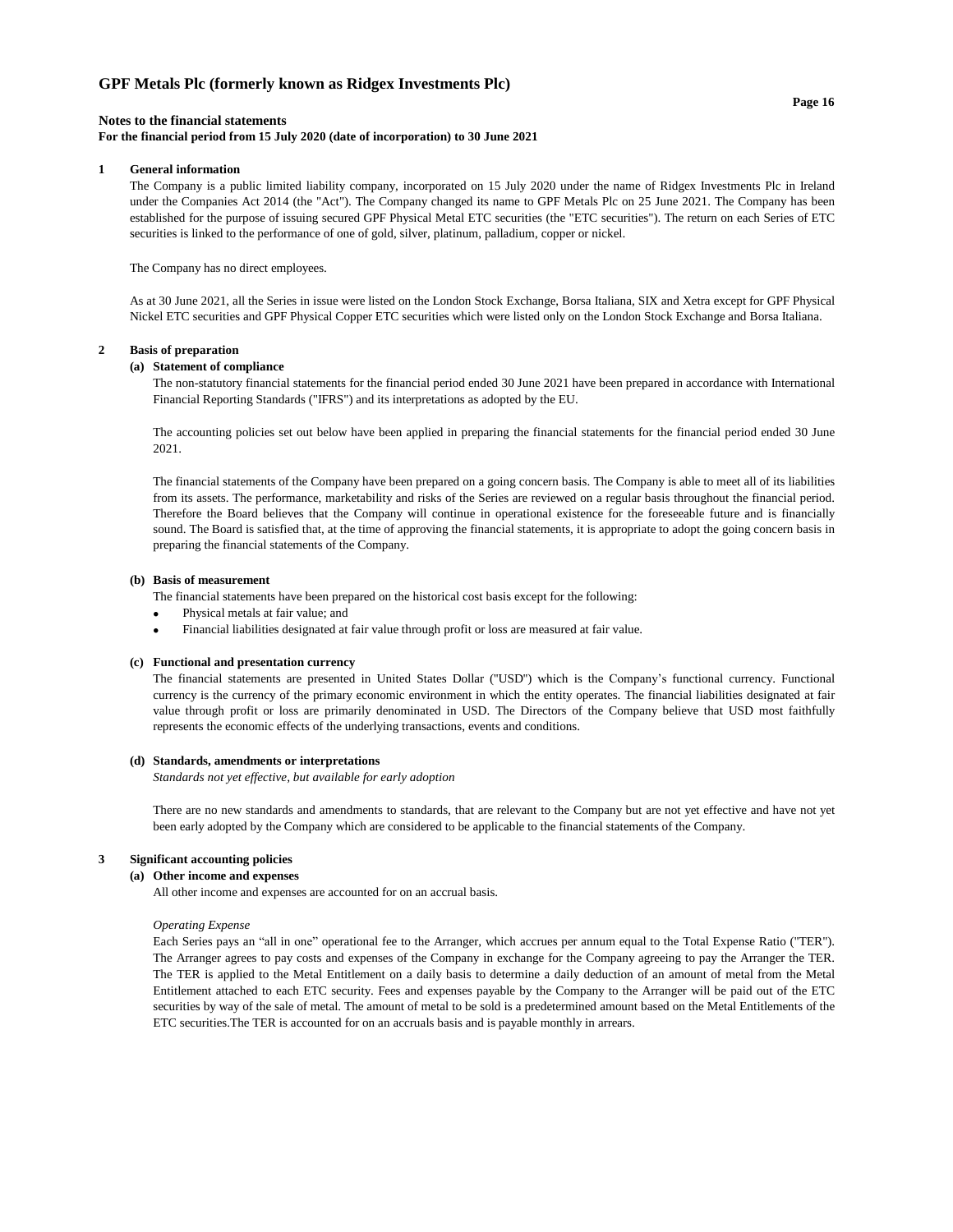# GPF Metals Plc (formerly known as Ridgex Investments Plc)

**Notes to the financial statements**
**For the financial period from 15 July 2020 (date of incorporation) to 30 June 2021**

## 1 General information

The Company is a public limited liability company, incorporated on 15 July 2020 under the name of Ridgex Investments Plc in Ireland under the Companies Act 2014 (the "Act"). The Company changed its name to GPF Metals Plc on 25 June 2021. The Company has been established for the purpose of issuing secured GPF Physical Metal ETC securities (the "ETC securities"). The return on each Series of ETC securities is linked to the performance of one of gold, silver, platinum, palladium, copper or nickel.

The Company has no direct employees.

As at 30 June 2021, all the Series in issue were listed on the London Stock Exchange, Borsa Italiana, SIX and Xetra except for GPF Physical Nickel ETC securities and GPF Physical Copper ETC securities which were listed only on the London Stock Exchange and Borsa Italiana.

## 2 Basis of preparation

### (a) Statement of compliance

The non-statutory financial statements for the financial period ended 30 June 2021 have been prepared in accordance with International Financial Reporting Standards ("IFRS") and its interpretations as adopted by the EU.

The accounting policies set out below have been applied in preparing the financial statements for the financial period ended 30 June 2021.

The financial statements of the Company have been prepared on a going concern basis. The Company is able to meet all of its liabilities from its assets. The performance, marketability and risks of the Series are reviewed on a regular basis throughout the financial period. Therefore the Board believes that the Company will continue in operational existence for the foreseeable future and is financially sound. The Board is satisfied that, at the time of approving the financial statements, it is appropriate to adopt the going concern basis in preparing the financial statements of the Company.

### (b) Basis of measurement

The financial statements have been prepared on the historical cost basis except for the following:

- Physical metals at fair value; and
- Financial liabilities designated at fair value through profit or loss are measured at fair value.

### (c) Functional and presentation currency

The financial statements are presented in United States Dollar ("USD") which is the Company's functional currency. Functional currency is the currency of the primary economic environment in which the entity operates. The financial liabilities designated at fair value through profit or loss are primarily denominated in USD. The Directors of the Company believe that USD most faithfully represents the economic effects of the underlying transactions, events and conditions.

### (d) Standards, amendments or interpretations

*Standards not yet effective, but available for early adoption*

There are no new standards and amendments to standards, that are relevant to the Company but are not yet effective and have not yet been early adopted by the Company which are considered to be applicable to the financial statements of the Company.

## 3 Significant accounting policies

### (a) Other income and expenses

All other income and expenses are accounted for on an accrual basis.

*Operating Expense*

Each Series pays an "all in one" operational fee to the Arranger, which accrues per annum equal to the Total Expense Ratio ("TER"). The Arranger agrees to pay costs and expenses of the Company in exchange for the Company agreeing to pay the Arranger the TER. The TER is applied to the Metal Entitlement on a daily basis to determine a daily deduction of an amount of metal from the Metal Entitlement attached to each ETC security. Fees and expenses payable by the Company to the Arranger will be paid out of the ETC securities by way of the sale of metal. The amount of metal to be sold is a predetermined amount based on the Metal Entitlements of the ETC securities.The TER is accounted for on an accruals basis and is payable monthly in arrears.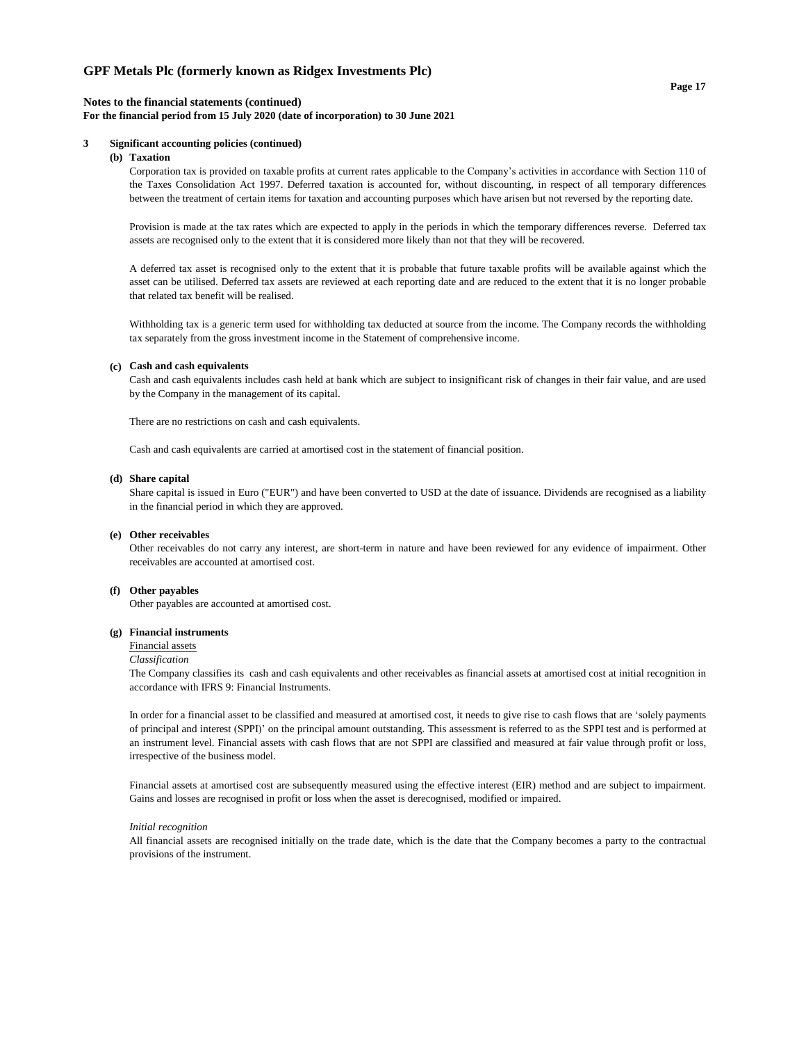## 3 Significant accounting policies (continued)

### (b) Taxation

Corporation tax is provided on taxable profits at current rates applicable to the Company's activities in accordance with Section 110 of the Taxes Consolidation Act 1997. Deferred taxation is accounted for, without discounting, in respect of all temporary differences between the treatment of certain items for taxation and accounting purposes which have arisen but not reversed by the reporting date.

Provision is made at the tax rates which are expected to apply in the periods in which the temporary differences reverse. Deferred tax assets are recognised only to the extent that it is considered more likely than not that they will be recovered.

A deferred tax asset is recognised only to the extent that it is probable that future taxable profits will be available against which the asset can be utilised. Deferred tax assets are reviewed at each reporting date and are reduced to the extent that it is no longer probable that related tax benefit will be realised.

Withholding tax is a generic term used for withholding tax deducted at source from the income. The Company records the withholding tax separately from the gross investment income in the Statement of comprehensive income.

### (c) Cash and cash equivalents

Cash and cash equivalents includes cash held at bank which are subject to insignificant risk of changes in their fair value, and are used by the Company in the management of its capital.

There are no restrictions on cash and cash equivalents.

Cash and cash equivalents are carried at amortised cost in the statement of financial position.

### (d) Share capital

Share capital is issued in Euro ("EUR") and have been converted to USD at the date of issuance. Dividends are recognised as a liability in the financial period in which they are approved.

### (e) Other receivables

Other receivables do not carry any interest, are short-term in nature and have been reviewed for any evidence of impairment. Other receivables are accounted at amortised cost.

### (f) Other payables

Other payables are accounted at amortised cost.

### (g) Financial instruments

Financial assets

*Classification*

The Company classifies its cash and cash equivalents and other receivables as financial assets at amortised cost at initial recognition in accordance with IFRS 9: Financial Instruments.

In order for a financial asset to be classified and measured at amortised cost, it needs to give rise to cash flows that are 'solely payments of principal and interest (SPPI)' on the principal amount outstanding. This assessment is referred to as the SPPI test and is performed at an instrument level. Financial assets with cash flows that are not SPPI are classified and measured at fair value through profit or loss, irrespective of the business model.

Financial assets at amortised cost are subsequently measured using the effective interest (EIR) method and are subject to impairment. Gains and losses are recognised in profit or loss when the asset is derecognised, modified or impaired.

*Initial recognition*

All financial assets are recognised initially on the trade date, which is the date that the Company becomes a party to the contractual provisions of the instrument.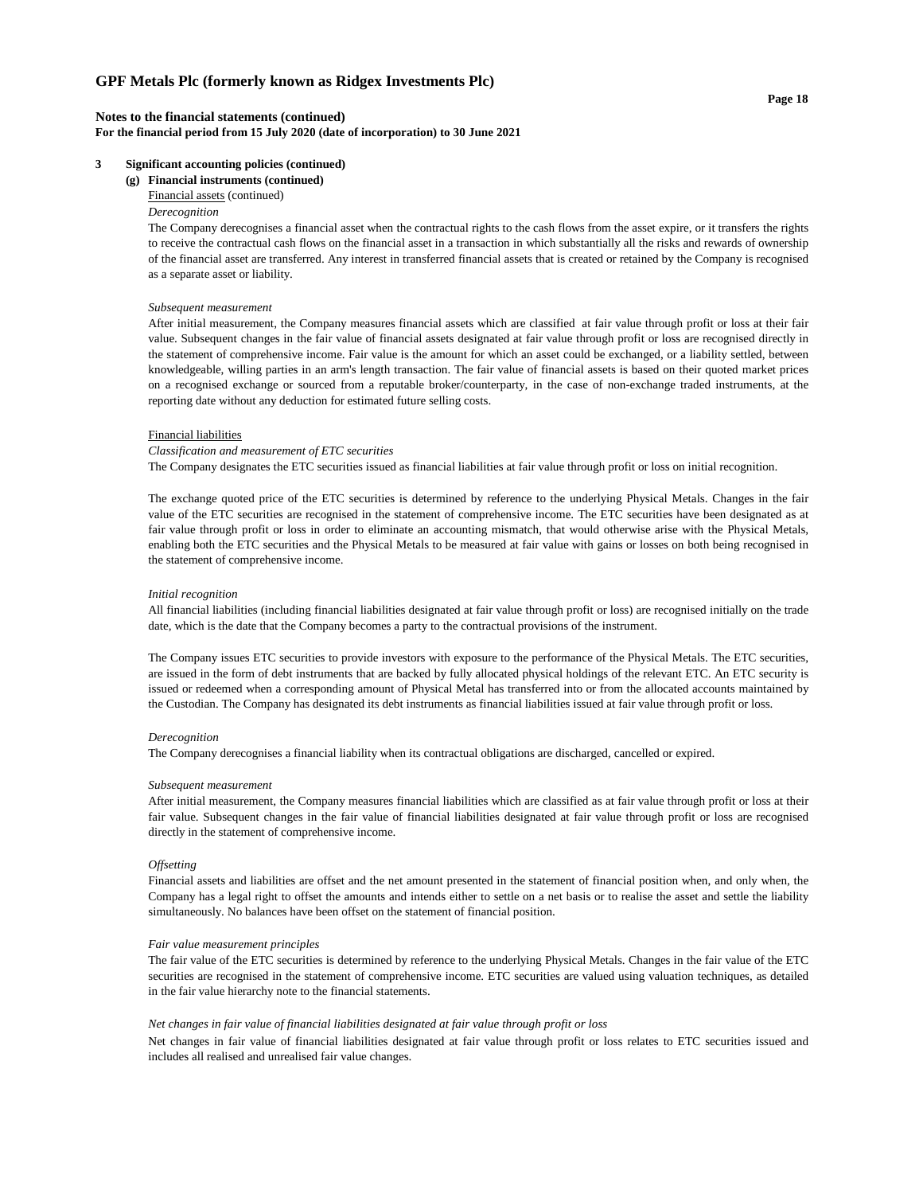**3 Significant accounting policies (continued)**

**(g) Financial instruments (continued)**

Financial assets (continued)

*Derecognition*

The Company derecognises a financial asset when the contractual rights to the cash flows from the asset expire, or it transfers the rights to receive the contractual cash flows on the financial asset in a transaction in which substantially all the risks and rewards of ownership of the financial asset are transferred. Any interest in transferred financial assets that is created or retained by the Company is recognised as a separate asset or liability.

*Subsequent measurement*

After initial measurement, the Company measures financial assets which are classified at fair value through profit or loss at their fair value. Subsequent changes in the fair value of financial assets designated at fair value through profit or loss are recognised directly in the statement of comprehensive income. Fair value is the amount for which an asset could be exchanged, or a liability settled, between knowledgeable, willing parties in an arm's length transaction. The fair value of financial assets is based on their quoted market prices on a recognised exchange or sourced from a reputable broker/counterparty, in the case of non-exchange traded instruments, at the reporting date without any deduction for estimated future selling costs.

Financial liabilities

*Classification and measurement of ETC securities*

The Company designates the ETC securities issued as financial liabilities at fair value through profit or loss on initial recognition.

The exchange quoted price of the ETC securities is determined by reference to the underlying Physical Metals. Changes in the fair value of the ETC securities are recognised in the statement of comprehensive income. The ETC securities have been designated as at fair value through profit or loss in order to eliminate an accounting mismatch, that would otherwise arise with the Physical Metals, enabling both the ETC securities and the Physical Metals to be measured at fair value with gains or losses on both being recognised in the statement of comprehensive income.

*Initial recognition*

All financial liabilities (including financial liabilities designated at fair value through profit or loss) are recognised initially on the trade date, which is the date that the Company becomes a party to the contractual provisions of the instrument.

The Company issues ETC securities to provide investors with exposure to the performance of the Physical Metals. The ETC securities, are issued in the form of debt instruments that are backed by fully allocated physical holdings of the relevant ETC. An ETC security is issued or redeemed when a corresponding amount of Physical Metal has transferred into or from the allocated accounts maintained by the Custodian. The Company has designated its debt instruments as financial liabilities issued at fair value through profit or loss.

*Derecognition*

The Company derecognises a financial liability when its contractual obligations are discharged, cancelled or expired.

*Subsequent measurement*

After initial measurement, the Company measures financial liabilities which are classified as at fair value through profit or loss at their fair value. Subsequent changes in the fair value of financial liabilities designated at fair value through profit or loss are recognised directly in the statement of comprehensive income.

*Offsetting*

Financial assets and liabilities are offset and the net amount presented in the statement of financial position when, and only when, the Company has a legal right to offset the amounts and intends either to settle on a net basis or to realise the asset and settle the liability simultaneously. No balances have been offset on the statement of financial position.

*Fair value measurement principles*

The fair value of the ETC securities is determined by reference to the underlying Physical Metals. Changes in the fair value of the ETC securities are recognised in the statement of comprehensive income. ETC securities are valued using valuation techniques, as detailed in the fair value hierarchy note to the financial statements.

*Net changes in fair value of financial liabilities designated at fair value through profit or loss*

Net changes in fair value of financial liabilities designated at fair value through profit or loss relates to ETC securities issued and includes all realised and unrealised fair value changes.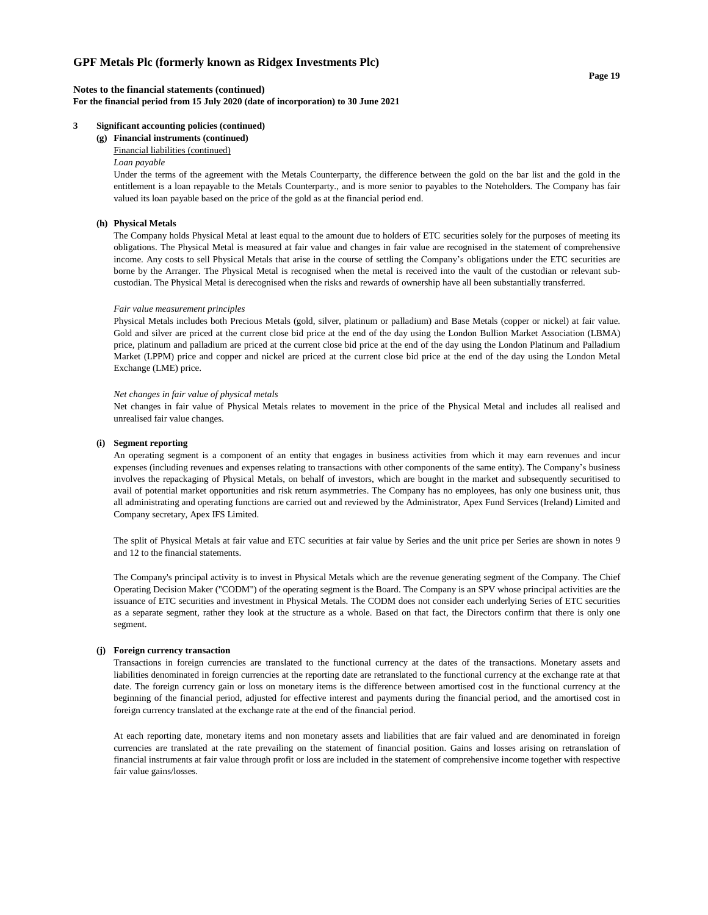## 3 Significant accounting policies (continued)

### (g) Financial instruments (continued)

Financial liabilities (continued)

*Loan payable*

Under the terms of the agreement with the Metals Counterparty, the difference between the gold on the bar list and the gold in the entitlement is a loan repayable to the Metals Counterparty., and is more senior to payables to the Noteholders. The Company has fair valued its loan payable based on the price of the gold as at the financial period end.

### (h) Physical Metals

The Company holds Physical Metal at least equal to the amount due to holders of ETC securities solely for the purposes of meeting its obligations. The Physical Metal is measured at fair value and changes in fair value are recognised in the statement of comprehensive income. Any costs to sell Physical Metals that arise in the course of settling the Company's obligations under the ETC securities are borne by the Arranger. The Physical Metal is recognised when the metal is received into the vault of the custodian or relevant sub-custodian. The Physical Metal is derecognised when the risks and rewards of ownership have all been substantially transferred.

*Fair value measurement principles*

Physical Metals includes both Precious Metals (gold, silver, platinum or palladium) and Base Metals (copper or nickel) at fair value. Gold and silver are priced at the current close bid price at the end of the day using the London Bullion Market Association (LBMA) price, platinum and palladium are priced at the current close bid price at the end of the day using the London Platinum and Palladium Market (LPPM) price and copper and nickel are priced at the current close bid price at the end of the day using the London Metal Exchange (LME) price.

*Net changes in fair value of physical metals*

Net changes in fair value of Physical Metals relates to movement in the price of the Physical Metal and includes all realised and unrealised fair value changes.

### (i) Segment reporting

An operating segment is a component of an entity that engages in business activities from which it may earn revenues and incur expenses (including revenues and expenses relating to transactions with other components of the same entity). The Company's business involves the repackaging of Physical Metals, on behalf of investors, which are bought in the market and subsequently securitised to avail of potential market opportunities and risk return asymmetries. The Company has no employees, has only one business unit, thus all administrating and operating functions are carried out and reviewed by the Administrator, Apex Fund Services (Ireland) Limited and Company secretary, Apex IFS Limited.

The split of Physical Metals at fair value and ETC securities at fair value by Series and the unit price per Series are shown in notes 9 and 12 to the financial statements.

The Company's principal activity is to invest in Physical Metals which are the revenue generating segment of the Company. The Chief Operating Decision Maker ("CODM") of the operating segment is the Board. The Company is an SPV whose principal activities are the issuance of ETC securities and investment in Physical Metals. The CODM does not consider each underlying Series of ETC securities as a separate segment, rather they look at the structure as a whole. Based on that fact, the Directors confirm that there is only one segment.

### (j) Foreign currency transaction

Transactions in foreign currencies are translated to the functional currency at the dates of the transactions. Monetary assets and liabilities denominated in foreign currencies at the reporting date are retranslated to the functional currency at the exchange rate at that date. The foreign currency gain or loss on monetary items is the difference between amortised cost in the functional currency at the beginning of the financial period, adjusted for effective interest and payments during the financial period, and the amortised cost in foreign currency translated at the exchange rate at the end of the financial period.

At each reporting date, monetary items and non monetary assets and liabilities that are fair valued and are denominated in foreign currencies are translated at the rate prevailing on the statement of financial position. Gains and losses arising on retranslation of financial instruments at fair value through profit or loss are included in the statement of comprehensive income together with respective fair value gains/losses.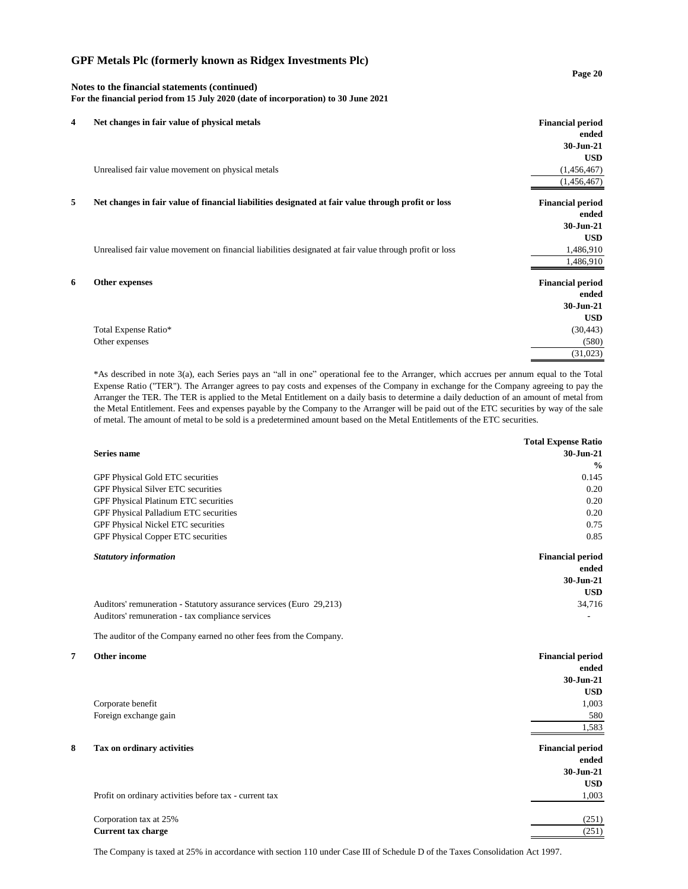**GPF Metals Plc (formerly known as Ridgex Investments Plc)**

**Notes to the financial statements (continued)**
**For the financial period from 15 July 2020 (date of incorporation) to 30 June 2021**

### 4 Net changes in fair value of physical metals

| | Financial period ended 30-Jun-21 USD |
|---|---|
| Unrealised fair value movement on physical metals | (1,456,467) |
| | (1,456,467) |

### 5 Net changes in fair value of financial liabilities designated at fair value through profit or loss

| | Financial period ended 30-Jun-21 USD |
|---|---|
| Unrealised fair value movement on financial liabilities designated at fair value through profit or loss | 1,486,910 |
| | 1,486,910 |

### 6 Other expenses

| | Financial period ended 30-Jun-21 USD |
|---|---|
| Total Expense Ratio* | (30,443) |
| Other expenses | (580) |
| | (31,023) |

*As described in note 3(a), each Series pays an "all in one" operational fee to the Arranger, which accrues per annum equal to the Total Expense Ratio ("TER"). The Arranger agrees to pay costs and expenses of the Company in exchange for the Company agreeing to pay the Arranger the TER. The TER is applied to the Metal Entitlement on a daily basis to determine a daily deduction of an amount of metal from the Metal Entitlement. Fees and expenses payable by the Company to the Arranger will be paid out of the ETC securities by way of the sale of metal. The amount of metal to be sold is a predetermined amount based on the Metal Entitlements of the ETC securities.

| Series name | Total Expense Ratio 30-Jun-21 % |
|---|---|
| GPF Physical Gold ETC securities | 0.145 |
| GPF Physical Silver ETC securities | 0.20 |
| GPF Physical Platinum ETC securities | 0.20 |
| GPF Physical Palladium ETC securities | 0.20 |
| GPF Physical Nickel ETC securities | 0.75 |
| GPF Physical Copper ETC securities | 0.85 |

***Statutory information***

| | Financial period ended 30-Jun-21 USD |
|---|---|
| Auditors' remuneration - Statutory assurance services (Euro 29,213) | 34,716 |
| Auditors' remuneration - tax compliance services | - |

The auditor of the Company earned no other fees from the Company.

### 7 Other income

| | Financial period ended 30-Jun-21 USD |
|---|---|
| Corporate benefit | 1,003 |
| Foreign exchange gain | 580 |
| | 1,583 |

### 8 Tax on ordinary activities

| | Financial period ended 30-Jun-21 USD |
|---|---|
| Profit on ordinary activities before tax - current tax | 1,003 |
| Corporation tax at 25% | (251) |
| **Current tax charge** | (251) |

The Company is taxed at 25% in accordance with section 110 under Case III of Schedule D of the Taxes Consolidation Act 1997.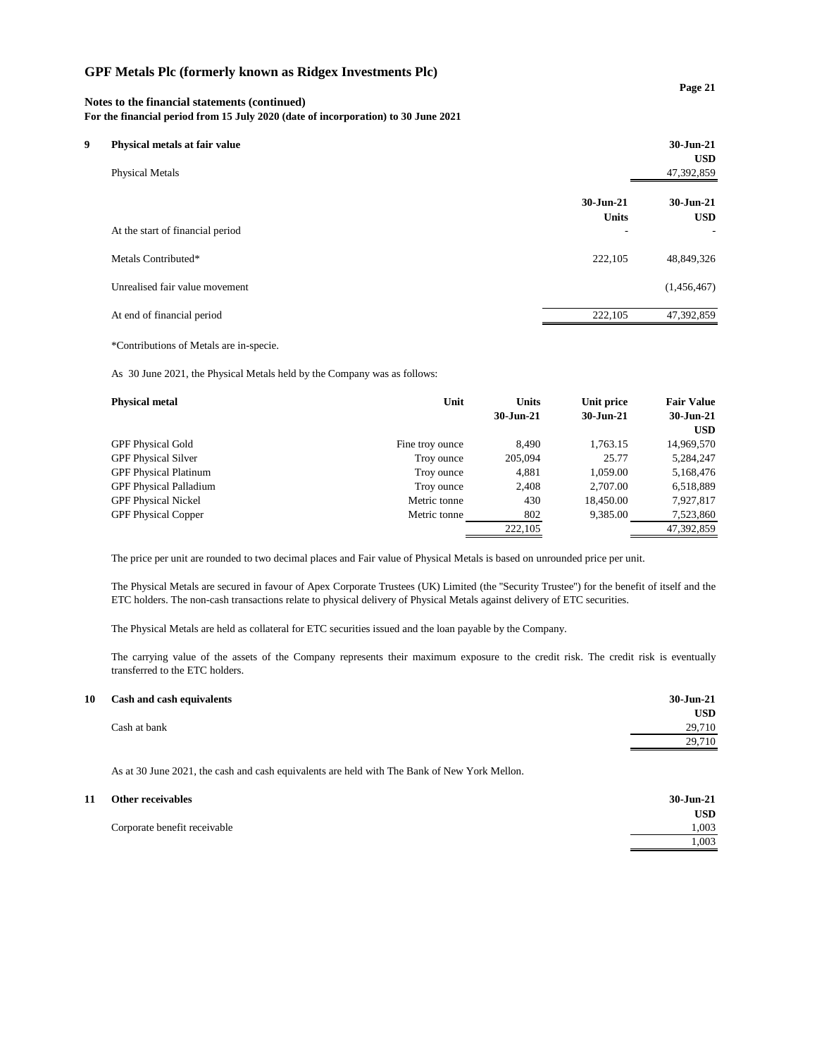# GPF Metals Plc (formerly known as Ridgex Investments Plc)

**Notes to the financial statements (continued)**
**For the financial period from 15 July 2020 (date of incorporation) to 30 June 2021**

## 9 Physical metals at fair value

| | 30-Jun-21 |
|---|---|
| | USD |
| Physical Metals | 47,392,859 |

| | 30-Jun-21 | 30-Jun-21 |
|---|---|---|
| | Units | USD |
| At the start of financial period | - | - |
| Metals Contributed* | 222,105 | 48,849,326 |
| Unrealised fair value movement | | (1,456,467) |
| At end of financial period | 222,105 | 47,392,859 |

*Contributions of Metals are in-specie.

As 30 June 2021, the Physical Metals held by the Company was as follows:

| Physical metal | Unit | Units 30-Jun-21 | Unit price 30-Jun-21 | Fair Value 30-Jun-21 USD |
|---|---|---|---|---|
| GPF Physical Gold | Fine troy ounce | 8,490 | 1,763.15 | 14,969,570 |
| GPF Physical Silver | Troy ounce | 205,094 | 25.77 | 5,284,247 |
| GPF Physical Platinum | Troy ounce | 4,881 | 1,059.00 | 5,168,476 |
| GPF Physical Palladium | Troy ounce | 2,408 | 2,707.00 | 6,518,889 |
| GPF Physical Nickel | Metric tonne | 430 | 18,450.00 | 7,927,817 |
| GPF Physical Copper | Metric tonne | 802 | 9,385.00 | 7,523,860 |
| | | 222,105 | | 47,392,859 |

The price per unit are rounded to two decimal places and Fair value of Physical Metals is based on unrounded price per unit.

The Physical Metals are secured in favour of Apex Corporate Trustees (UK) Limited (the "Security Trustee") for the benefit of itself and the ETC holders. The non-cash transactions relate to physical delivery of Physical Metals against delivery of ETC securities.

The Physical Metals are held as collateral for ETC securities issued and the loan payable by the Company.

The carrying value of the assets of the Company represents their maximum exposure to the credit risk. The credit risk is eventually transferred to the ETC holders.

## 10 Cash and cash equivalents

| | 30-Jun-21 |
|---|---|
| | USD |
| Cash at bank | 29,710 |
| | 29,710 |

As at 30 June 2021, the cash and cash equivalents are held with The Bank of New York Mellon.

## 11 Other receivables

| | 30-Jun-21 |
|---|---|
| | USD |
| Corporate benefit receivable | 1,003 |
| | 1,003 |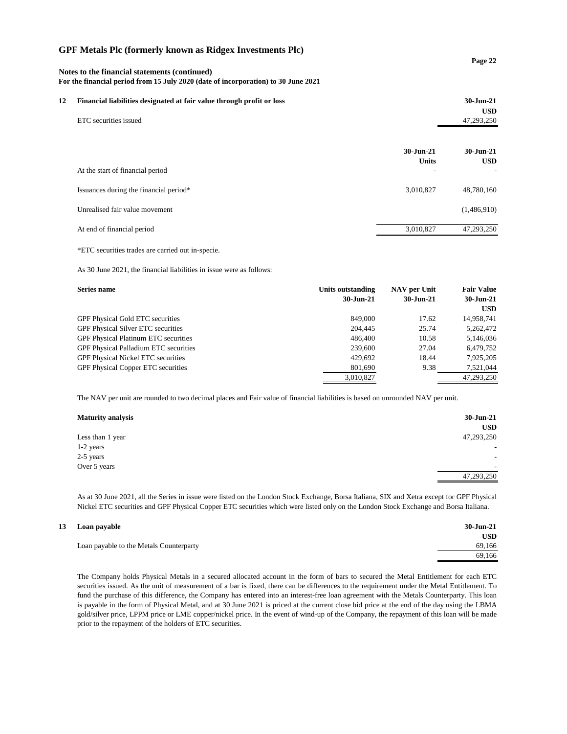# GPF Metals Plc (formerly known as Ridgex Investments Plc)

**Notes to the financial statements (continued)**
**For the financial period from 15 July 2020 (date of incorporation) to 30 June 2021**

## 12 Financial liabilities designated at fair value through profit or loss

| | 30-Jun-21 |
|---|---|
| | USD |
| ETC securities issued | 47,293,250 |

| | 30-Jun-21 | 30-Jun-21 |
|---|---|---|
| | Units | USD |
| At the start of financial period | - | - |
| Issuances during the financial period* | 3,010,827 | 48,780,160 |
| Unrealised fair value movement | | (1,486,910) |
| At end of financial period | 3,010,827 | 47,293,250 |

*ETC securities trades are carried out in-specie.

As 30 June 2021, the financial liabilities in issue were as follows:

| Series name | Units outstanding 30-Jun-21 | NAV per Unit 30-Jun-21 | Fair Value 30-Jun-21 USD |
|---|---|---|---|
| GPF Physical Gold ETC securities | 849,000 | 17.62 | 14,958,741 |
| GPF Physical Silver ETC securities | 204,445 | 25.74 | 5,262,472 |
| GPF Physical Platinum ETC securities | 486,400 | 10.58 | 5,146,036 |
| GPF Physical Palladium ETC securities | 239,600 | 27.04 | 6,479,752 |
| GPF Physical Nickel ETC securities | 429,692 | 18.44 | 7,925,205 |
| GPF Physical Copper ETC securities | 801,690 | 9.38 | 7,521,044 |
| | 3,010,827 | | 47,293,250 |

The NAV per unit are rounded to two decimal places and Fair value of financial liabilities is based on unrounded NAV per unit.

| Maturity analysis | 30-Jun-21 |
|---|---|
| | USD |
| Less than 1 year | 47,293,250 |
| 1-2 years | - |
| 2-5 years | - |
| Over 5 years | - |
| | 47,293,250 |

As at 30 June 2021, all the Series in issue were listed on the London Stock Exchange, Borsa Italiana, SIX and Xetra except for GPF Physical Nickel ETC securities and GPF Physical Copper ETC securities which were listed only on the London Stock Exchange and Borsa Italiana.

## 13 Loan payable

| | 30-Jun-21 |
|---|---|
| | USD |
| Loan payable to the Metals Counterparty | 69,166 |
| | 69,166 |

The Company holds Physical Metals in a secured allocated account in the form of bars to secured the Metal Entitlement for each ETC securities issued. As the unit of measurement of a bar is fixed, there can be differences to the requirement under the Metal Entitlement. To fund the purchase of this difference, the Company has entered into an interest-free loan agreement with the Metals Counterparty. This loan is payable in the form of Physical Metal, and at 30 June 2021 is priced at the current close bid price at the end of the day using the LBMA gold/silver price, LPPM price or LME copper/nickel price. In the event of wind-up of the Company, the repayment of this loan will be made prior to the repayment of the holders of ETC securities.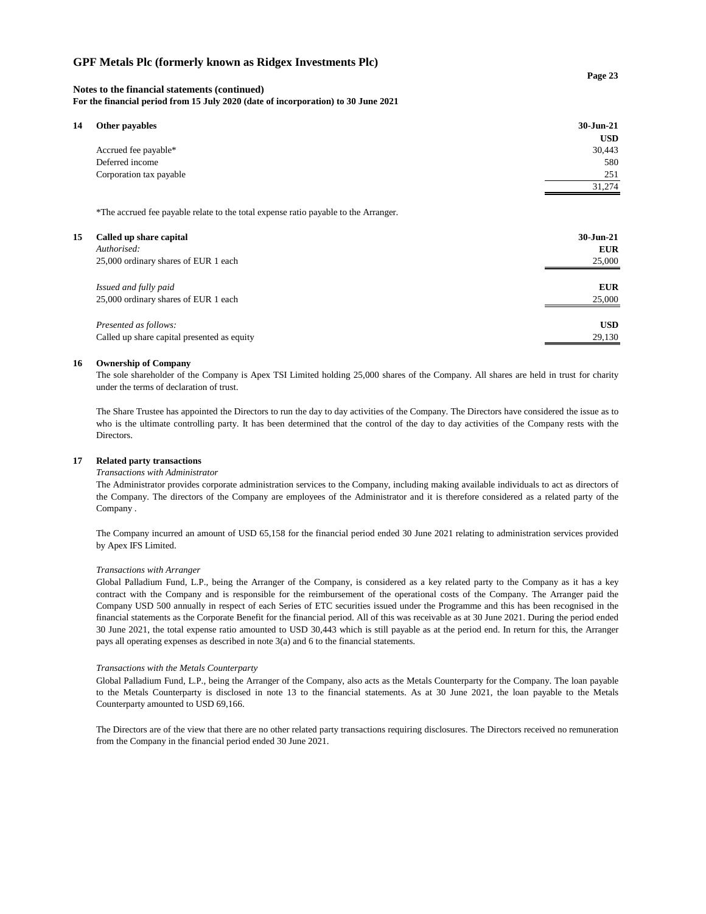# GPF Metals Plc (formerly known as Ridgex Investments Plc)

**Notes to the financial statements (continued)**
**For the financial period from 15 July 2020 (date of incorporation) to 30 June 2021**

## 14 Other payables

| | 30-Jun-21 |
|---|---|
| | USD |
| Accrued fee payable* | 30,443 |
| Deferred income | 580 |
| Corporation tax payable | 251 |
| | 31,274 |

*The accrued fee payable relate to the total expense ratio payable to the Arranger.

## 15 Called up share capital

| | 30-Jun-21 |
|---|---|
| *Authorised:* | EUR |
| 25,000 ordinary shares of EUR 1 each | 25,000 |
| *Issued and fully paid* | EUR |
| 25,000 ordinary shares of EUR 1 each | 25,000 |
| *Presented as follows:* | USD |
| Called up share capital presented as equity | 29,130 |

## 16 Ownership of Company

The sole shareholder of the Company is Apex TSI Limited holding 25,000 shares of the Company. All shares are held in trust for charity under the terms of declaration of trust.

The Share Trustee has appointed the Directors to run the day to day activities of the Company. The Directors have considered the issue as to who is the ultimate controlling party. It has been determined that the control of the day to day activities of the Company rests with the Directors.

## 17 Related party transactions

*Transactions with Administrator*

The Administrator provides corporate administration services to the Company, including making available individuals to act as directors of the Company. The directors of the Company are employees of the Administrator and it is therefore considered as a related party of the Company .

The Company incurred an amount of USD 65,158 for the financial period ended 30 June 2021 relating to administration services provided by Apex IFS Limited.

*Transactions with Arranger*

Global Palladium Fund, L.P., being the Arranger of the Company, is considered as a key related party to the Company as it has a key contract with the Company and is responsible for the reimbursement of the operational costs of the Company. The Arranger paid the Company USD 500 annually in respect of each Series of ETC securities issued under the Programme and this has been recognised in the financial statements as the Corporate Benefit for the financial period. All of this was receivable as at 30 June 2021. During the period ended 30 June 2021, the total expense ratio amounted to USD 30,443 which is still payable as at the period end. In return for this, the Arranger pays all operating expenses as described in note 3(a) and 6 to the financial statements.

*Transactions with the Metals Counterparty*

Global Palladium Fund, L.P., being the Arranger of the Company, also acts as the Metals Counterparty for the Company. The loan payable to the Metals Counterparty is disclosed in note 13 to the financial statements. As at 30 June 2021, the loan payable to the Metals Counterparty amounted to USD 69,166.

The Directors are of the view that there are no other related party transactions requiring disclosures. The Directors received no remuneration from the Company in the financial period ended 30 June 2021.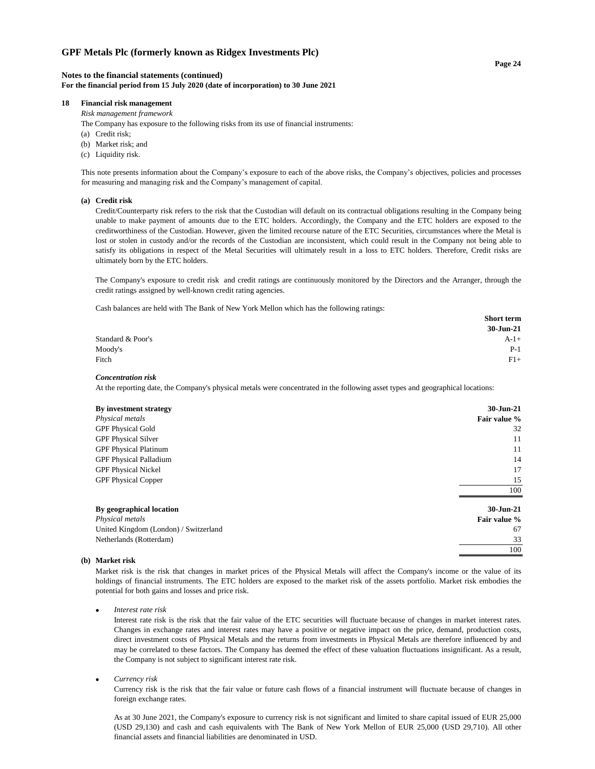# GPF Metals Plc (formerly known as Ridgex Investments Plc)

**Notes to the financial statements (continued)**
**For the financial period from 15 July 2020 (date of incorporation) to 30 June 2021**

## 18 Financial risk management

*Risk management framework*

The Company has exposure to the following risks from its use of financial instruments:

(a) Credit risk;
(b) Market risk; and
(c) Liquidity risk.

This note presents information about the Company's exposure to each of the above risks, the Company's objectives, policies and processes for measuring and managing risk and the Company's management of capital.

### (a) Credit risk

Credit/Counterparty risk refers to the risk that the Custodian will default on its contractual obligations resulting in the Company being unable to make payment of amounts due to the ETC holders. Accordingly, the Company and the ETC holders are exposed to the creditworthiness of the Custodian. However, given the limited recourse nature of the ETC Securities, circumstances where the Metal is lost or stolen in custody and/or the records of the Custodian are inconsistent, which could result in the Company not being able to satisfy its obligations in respect of the Metal Securities will ultimately result in a loss to ETC holders. Therefore, Credit risks are ultimately born by the ETC holders.

The Company's exposure to credit risk and credit ratings are continuously monitored by the Directors and the Arranger, through the credit ratings assigned by well-known credit rating agencies.

Cash balances are held with The Bank of New York Mellon which has the following ratings:

| | **Short term 30-Jun-21** |
|---|---|
| Standard & Poor's | A-1+ |
| Moody's | P-1 |
| Fitch | F1+ |

***Concentration risk***

At the reporting date, the Company's physical metals were concentrated in the following asset types and geographical locations:

| **By investment strategy** | **30-Jun-21** |
|---|---|
| *Physical metals* | **Fair value %** |
| GPF Physical Gold | 32 |
| GPF Physical Silver | 11 |
| GPF Physical Platinum | 11 |
| GPF Physical Palladium | 14 |
| GPF Physical Nickel | 17 |
| GPF Physical Copper | 15 |
| | 100 |

| **By geographical location** | **30-Jun-21** |
|---|---|
| *Physical metals* | **Fair value %** |
| United Kingdom (London) / Switzerland | 67 |
| Netherlands (Rotterdam) | 33 |
| | 100 |

### (b) Market risk

Market risk is the risk that changes in market prices of the Physical Metals will affect the Company's income or the value of its holdings of financial instruments. The ETC holders are exposed to the market risk of the assets portfolio. Market risk embodies the potential for both gains and losses and price risk.

- *Interest rate risk*

  Interest rate risk is the risk that the fair value of the ETC securities will fluctuate because of changes in market interest rates. Changes in exchange rates and interest rates may have a positive or negative impact on the price, demand, production costs, direct investment costs of Physical Metals and the returns from investments in Physical Metals are therefore influenced by and may be correlated to these factors. The Company has deemed the effect of these valuation fluctuations insignificant. As a result, the Company is not subject to significant interest rate risk.

- *Currency risk*

  Currency risk is the risk that the fair value or future cash flows of a financial instrument will fluctuate because of changes in foreign exchange rates.

  As at 30 June 2021, the Company's exposure to currency risk is not significant and limited to share capital issued of EUR 25,000 (USD 29,130) and cash and cash equivalents with The Bank of New York Mellon of EUR 25,000 (USD 29,710). All other financial assets and financial liabilities are denominated in USD.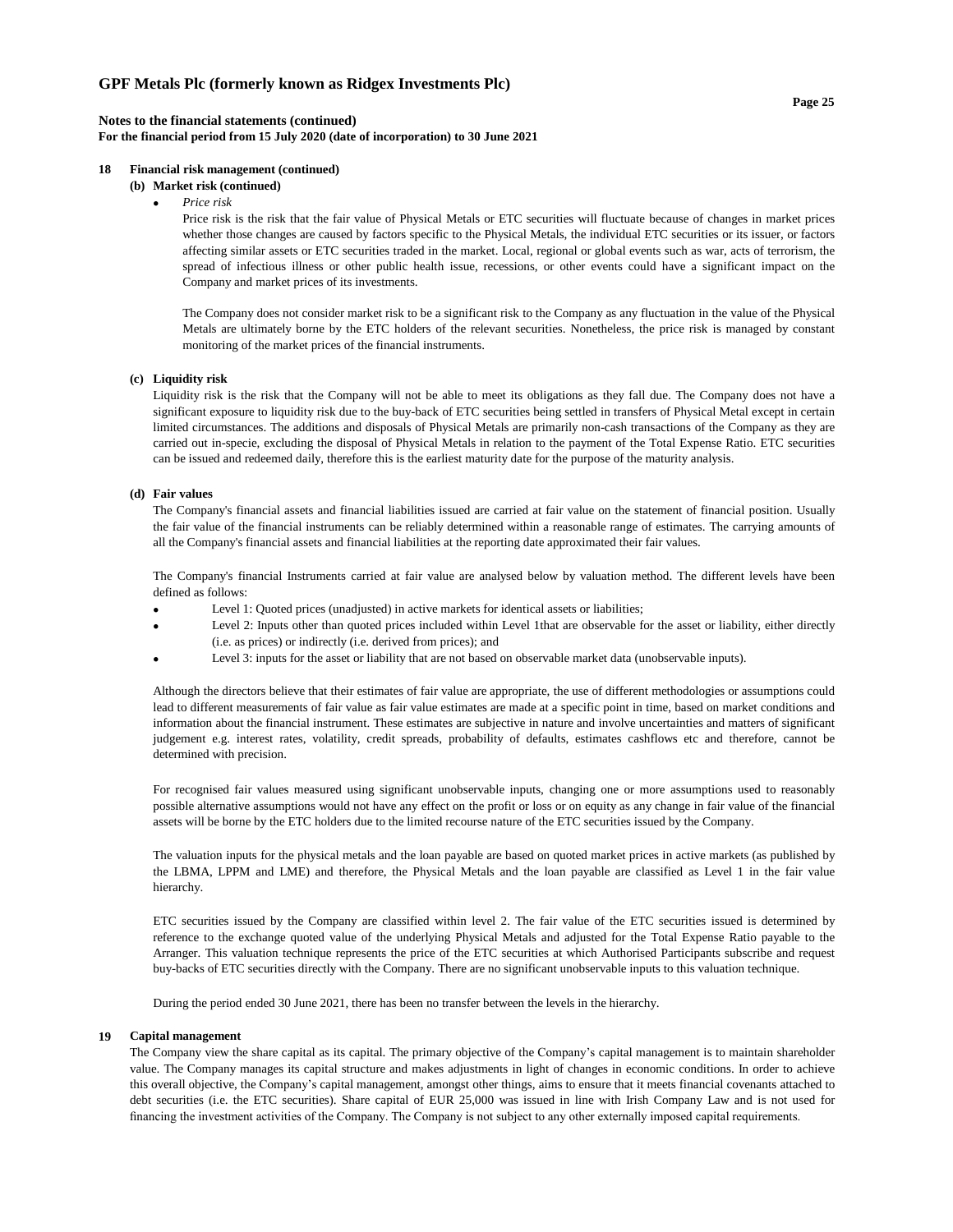## 18 Financial risk management (continued)

### (b) Market risk (continued)

- *Price risk*

  Price risk is the risk that the fair value of Physical Metals or ETC securities will fluctuate because of changes in market prices whether those changes are caused by factors specific to the Physical Metals, the individual ETC securities or its issuer, or factors affecting similar assets or ETC securities traded in the market. Local, regional or global events such as war, acts of terrorism, the spread of infectious illness or other public health issue, recessions, or other events could have a significant impact on the Company and market prices of its investments.

  The Company does not consider market risk to be a significant risk to the Company as any fluctuation in the value of the Physical Metals are ultimately borne by the ETC holders of the relevant securities. Nonetheless, the price risk is managed by constant monitoring of the market prices of the financial instruments.

### (c) Liquidity risk

Liquidity risk is the risk that the Company will not be able to meet its obligations as they fall due. The Company does not have a significant exposure to liquidity risk due to the buy-back of ETC securities being settled in transfers of Physical Metal except in certain limited circumstances. The additions and disposals of Physical Metals are primarily non-cash transactions of the Company as they are carried out in-specie, excluding the disposal of Physical Metals in relation to the payment of the Total Expense Ratio. ETC securities can be issued and redeemed daily, therefore this is the earliest maturity date for the purpose of the maturity analysis.

### (d) Fair values

The Company's financial assets and financial liabilities issued are carried at fair value on the statement of financial position. Usually the fair value of the financial instruments can be reliably determined within a reasonable range of estimates. The carrying amounts of all the Company's financial assets and financial liabilities at the reporting date approximated their fair values.

The Company's financial Instruments carried at fair value are analysed below by valuation method. The different levels have been defined as follows:

- Level 1: Quoted prices (unadjusted) in active markets for identical assets or liabilities;
- Level 2: Inputs other than quoted prices included within Level 1that are observable for the asset or liability, either directly (i.e. as prices) or indirectly (i.e. derived from prices); and
- Level 3: inputs for the asset or liability that are not based on observable market data (unobservable inputs).

Although the directors believe that their estimates of fair value are appropriate, the use of different methodologies or assumptions could lead to different measurements of fair value as fair value estimates are made at a specific point in time, based on market conditions and information about the financial instrument. These estimates are subjective in nature and involve uncertainties and matters of significant judgement e.g. interest rates, volatility, credit spreads, probability of defaults, estimates cashflows etc and therefore, cannot be determined with precision.

For recognised fair values measured using significant unobservable inputs, changing one or more assumptions used to reasonably possible alternative assumptions would not have any effect on the profit or loss or on equity as any change in fair value of the financial assets will be borne by the ETC holders due to the limited recourse nature of the ETC securities issued by the Company.

The valuation inputs for the physical metals and the loan payable are based on quoted market prices in active markets (as published by the LBMA, LPPM and LME) and therefore, the Physical Metals and the loan payable are classified as Level 1 in the fair value hierarchy.

ETC securities issued by the Company are classified within level 2. The fair value of the ETC securities issued is determined by reference to the exchange quoted value of the underlying Physical Metals and adjusted for the Total Expense Ratio payable to the Arranger. This valuation technique represents the price of the ETC securities at which Authorised Participants subscribe and request buy-backs of ETC securities directly with the Company. There are no significant unobservable inputs to this valuation technique.

During the period ended 30 June 2021, there has been no transfer between the levels in the hierarchy.

## 19 Capital management

The Company view the share capital as its capital. The primary objective of the Company's capital management is to maintain shareholder value. The Company manages its capital structure and makes adjustments in light of changes in economic conditions. In order to achieve this overall objective, the Company's capital management, amongst other things, aims to ensure that it meets financial covenants attached to debt securities (i.e. the ETC securities). Share capital of EUR 25,000 was issued in line with Irish Company Law and is not used for financing the investment activities of the Company. The Company is not subject to any other externally imposed capital requirements.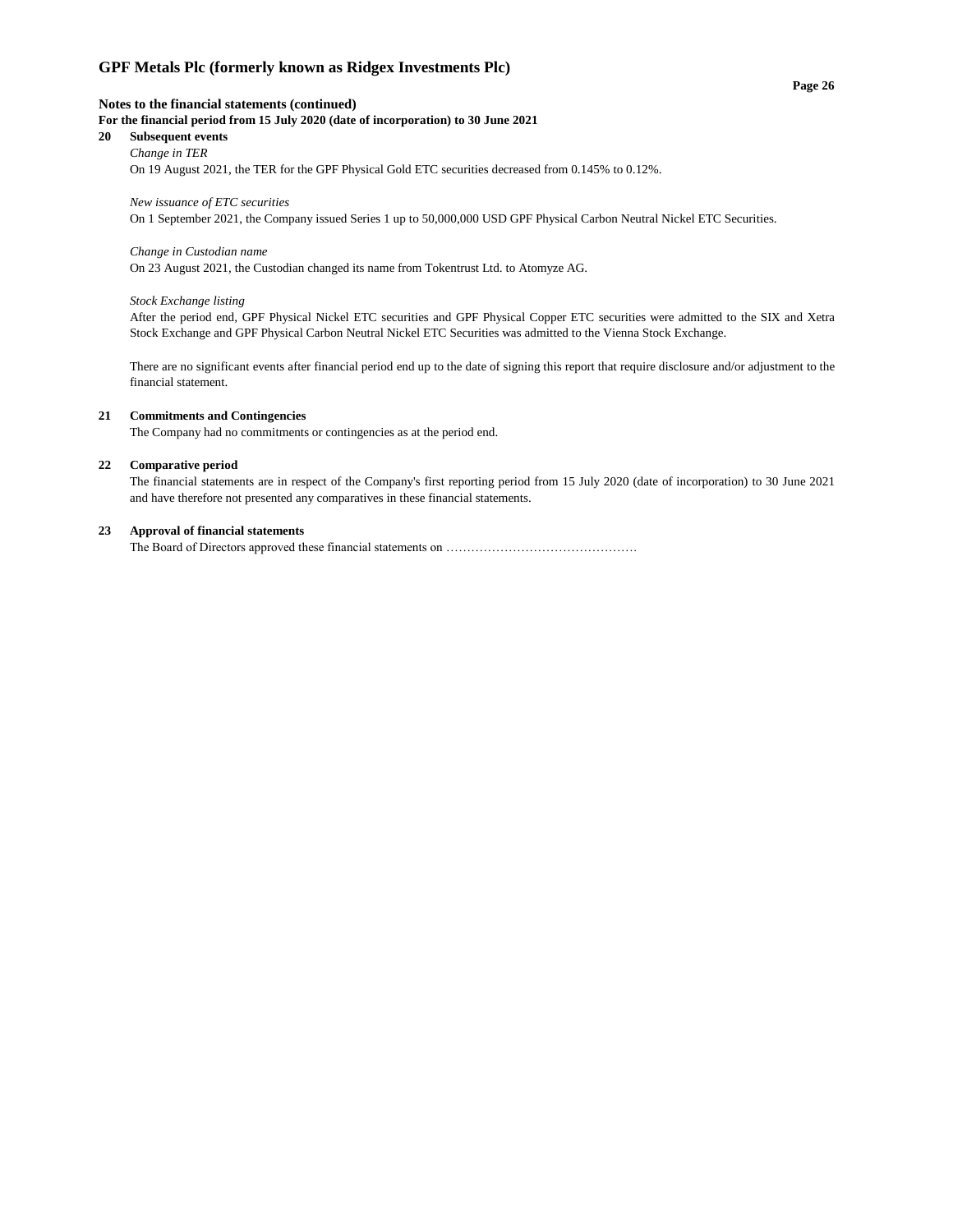# GPF Metals Plc (formerly known as Ridgex Investments Plc)

**Notes to the financial statements (continued)**

**For the financial period from 15 July 2020 (date of incorporation) to 30 June 2021**

## 20 Subsequent events

*Change in TER*

On 19 August 2021, the TER for the GPF Physical Gold ETC securities decreased from 0.145% to 0.12%.

*New issuance of ETC securities*

On 1 September 2021, the Company issued Series 1 up to 50,000,000 USD GPF Physical Carbon Neutral Nickel ETC Securities.

*Change in Custodian name*

On 23 August 2021, the Custodian changed its name from Tokentrust Ltd. to Atomyze AG.

*Stock Exchange listing*

After the period end, GPF Physical Nickel ETC securities and GPF Physical Copper ETC securities were admitted to the SIX and Xetra Stock Exchange and GPF Physical Carbon Neutral Nickel ETC Securities was admitted to the Vienna Stock Exchange.

There are no significant events after financial period end up to the date of signing this report that require disclosure and/or adjustment to the financial statement.

## 21 Commitments and Contingencies

The Company had no commitments or contingencies as at the period end.

## 22 Comparative period

The financial statements are in respect of the Company's first reporting period from 15 July 2020 (date of incorporation) to 30 June 2021 and have therefore not presented any comparatives in these financial statements.

## 23 Approval of financial statements

The Board of Directors approved these financial statements on ……………………………………….